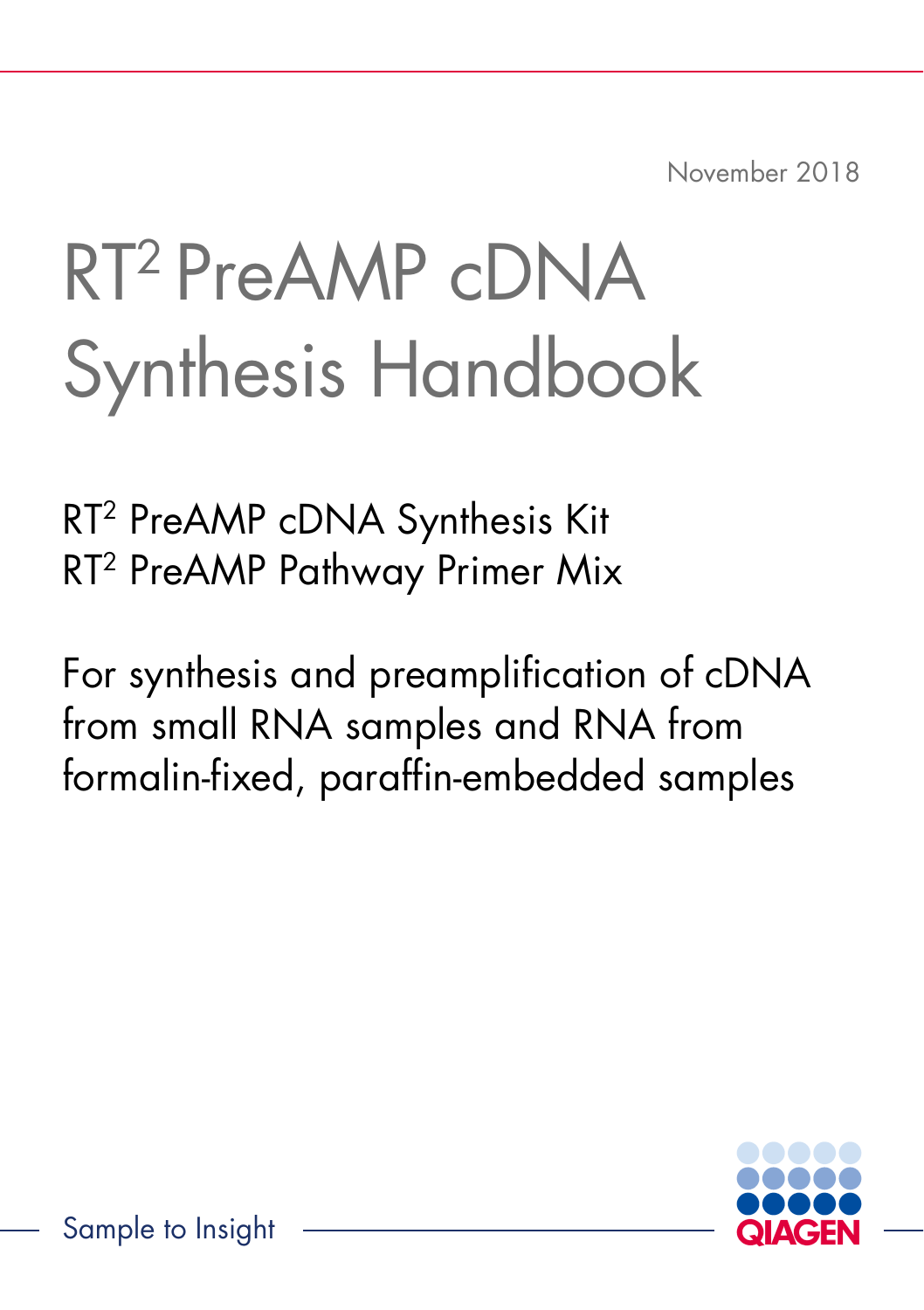November 2018

# RT² PreAMP cDNA Synthesis Handbook

RT² PreAMP cDNA Synthesis Kit
RT² PreAMP Pathway Primer Mix

For synthesis and preamplification of cDNA from small RNA samples and RNA from formalin-fixed, paraffin-embedded samples

Sample to Insight

QIAGEN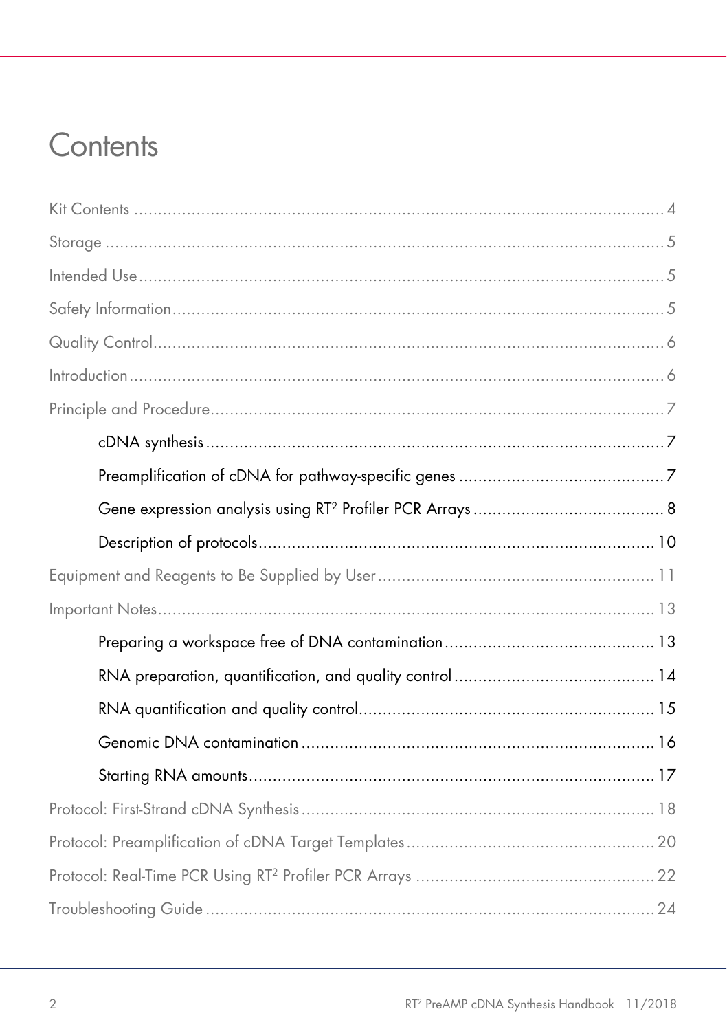# Contents

Kit Contents ........................................................................................................ 4

Storage ............................................................................................................... 5

Intended Use ........................................................................................................ 5

Safety Information ............................................................................................... 5

Quality Control ..................................................................................................... 6

Introduction .......................................................................................................... 6

Principle and Procedure ........................................................................................ 7

- cDNA synthesis ........................................................................................ 7
- Preamplification of cDNA for pathway-specific genes .................................. 7
- Gene expression analysis using RT² Profiler PCR Arrays ............................... 8
- Description of protocols ........................................................................... 10

Equipment and Reagents to Be Supplied by User .................................................. 11

Important Notes ................................................................................................... 13

- Preparing a workspace free of DNA contamination ..................................... 13
- RNA preparation, quantification, and quality control ................................... 14
- RNA quantification and quality control ...................................................... 15
- Genomic DNA contamination ................................................................... 16
- Starting RNA amounts ............................................................................... 17

Protocol: First-Strand cDNA Synthesis ................................................................... 18

Protocol: Preamplification of cDNA Target Templates ............................................. 20

Protocol: Real-Time PCR Using RT² Profiler PCR Arrays .......................................... 22

Troubleshooting Guide ......................................................................................... 24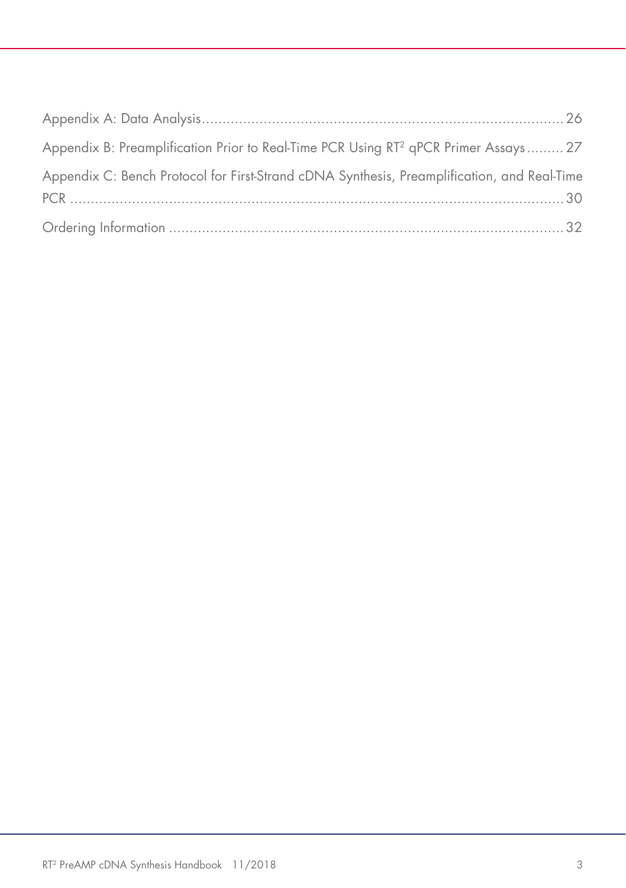Appendix A: Data Analysis ........................................................................................ 26

Appendix B: Preamplification Prior to Real-Time PCR Using RT$^2$ qPCR Primer Assays ......... 27

Appendix C: Bench Protocol for First-Strand cDNA Synthesis, Preamplification, and Real-Time PCR ........................................................................................................................ 30

Ordering Information ................................................................................................ 32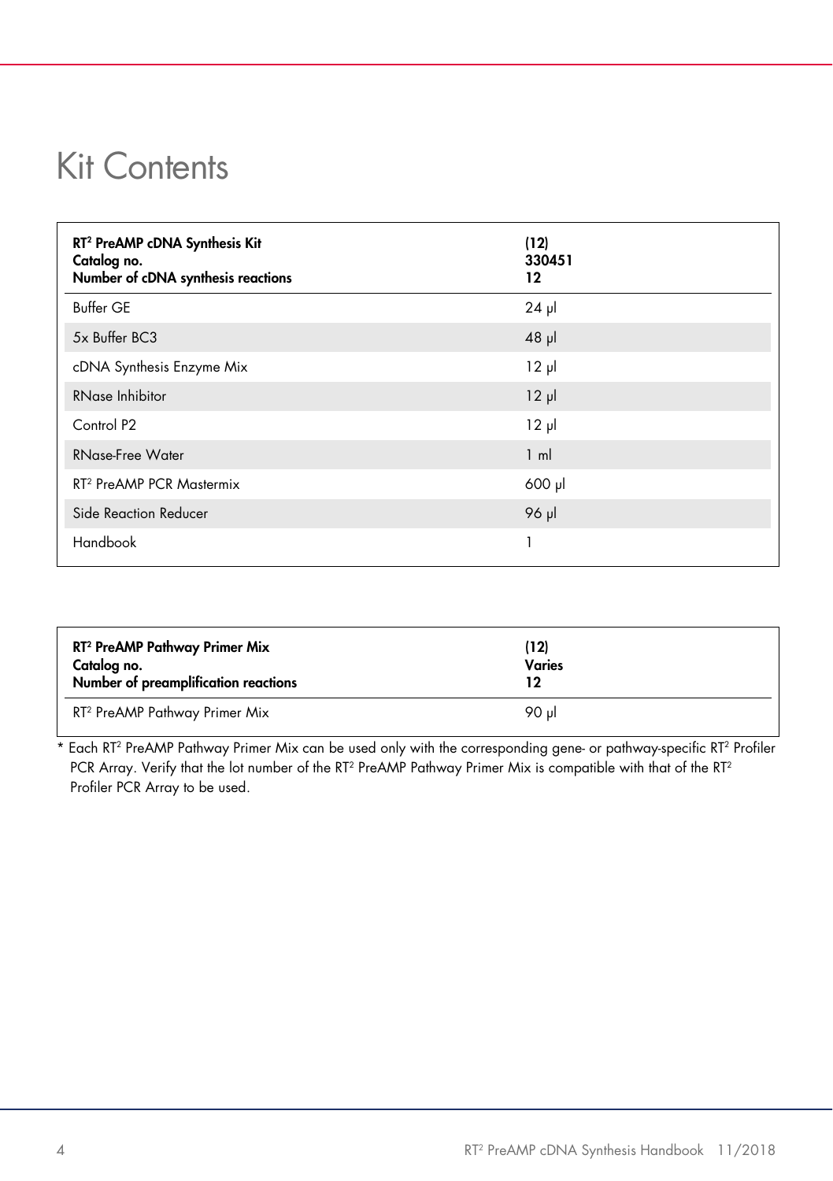# Kit Contents

| RT[2] PreAMP cDNA Synthesis Kit<br>Catalog no.<br>Number of cDNA synthesis reactions | (12)<br>330451<br>12 |
|---|---|
| Buffer GE | 24 µl |
| 5x Buffer BC3 | 48 µl |
| cDNA Synthesis Enzyme Mix | 12 µl |
| RNase Inhibitor | 12 µl |
| Control P2 | 12 µl |
| RNase-Free Water | 1 ml |
| RT[2] PreAMP PCR Mastermix | 600 µl |
| Side Reaction Reducer | 96 µl |
| Handbook | 1 |

| RT[2] PreAMP Pathway Primer Mix<br>Catalog no.<br>Number of preamplification reactions | (12)<br>Varies<br>12 |
|---|---|
| RT[2] PreAMP Pathway Primer Mix | 90 µl |

* Each RT[2] PreAMP Pathway Primer Mix can be used only with the corresponding gene- or pathway-specific RT[2] Profiler PCR Array. Verify that the lot number of the RT[2] PreAMP Pathway Primer Mix is compatible with that of the RT[2] Profiler PCR Array to be used.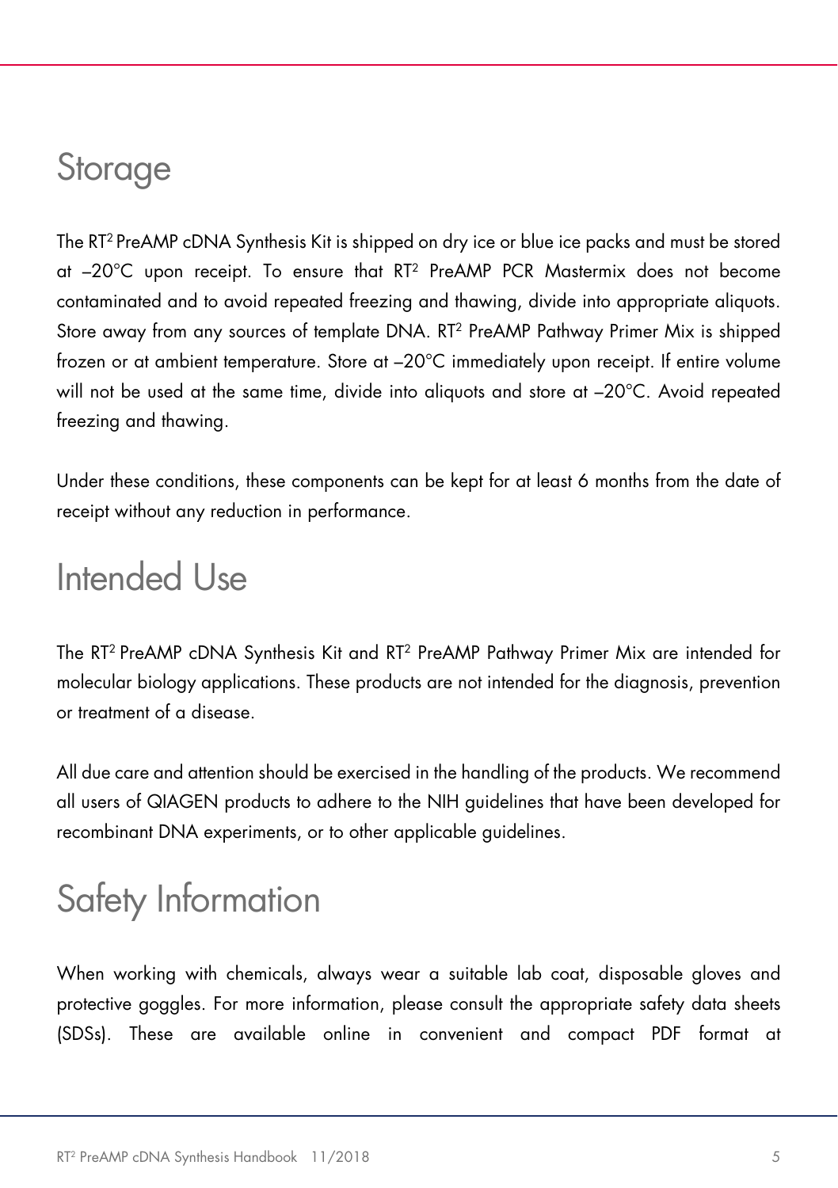# Storage

The RT² PreAMP cDNA Synthesis Kit is shipped on dry ice or blue ice packs and must be stored at –20°C upon receipt. To ensure that RT² PreAMP PCR Mastermix does not become contaminated and to avoid repeated freezing and thawing, divide into appropriate aliquots. Store away from any sources of template DNA. RT² PreAMP Pathway Primer Mix is shipped frozen or at ambient temperature. Store at –20°C immediately upon receipt. If entire volume will not be used at the same time, divide into aliquots and store at –20°C. Avoid repeated freezing and thawing.

Under these conditions, these components can be kept for at least 6 months from the date of receipt without any reduction in performance.

# Intended Use

The RT² PreAMP cDNA Synthesis Kit and RT² PreAMP Pathway Primer Mix are intended for molecular biology applications. These products are not intended for the diagnosis, prevention or treatment of a disease.

All due care and attention should be exercised in the handling of the products. We recommend all users of QIAGEN products to adhere to the NIH guidelines that have been developed for recombinant DNA experiments, or to other applicable guidelines.

# Safety Information

When working with chemicals, always wear a suitable lab coat, disposable gloves and protective goggles. For more information, please consult the appropriate safety data sheets (SDSs). These are available online in convenient and compact PDF format at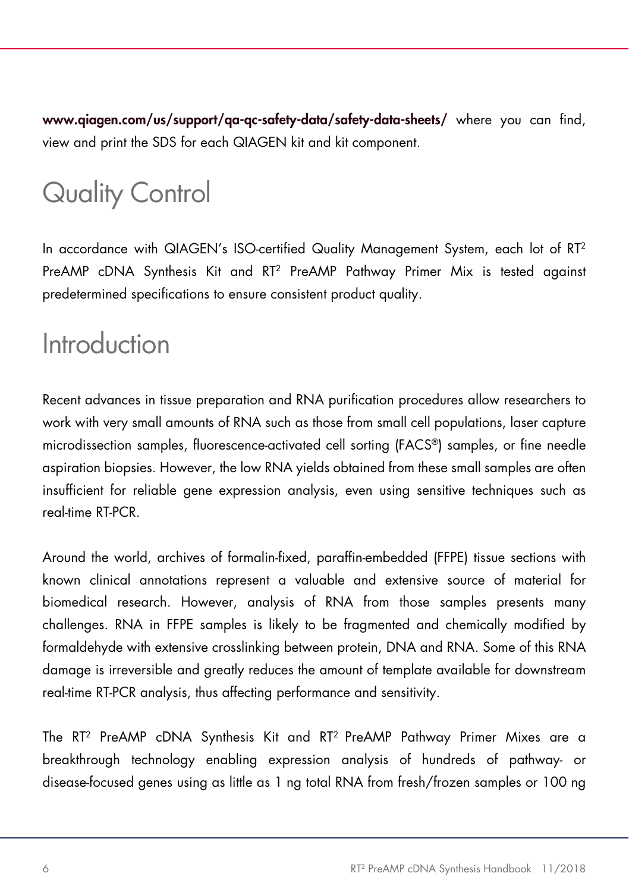www.qiagen.com/us/support/qa-qc-safety-data/safety-data-sheets/ where you can find, view and print the SDS for each QIAGEN kit and kit component.

# Quality Control

In accordance with QIAGEN's ISO-certified Quality Management System, each lot of $RT^2$ PreAMP cDNA Synthesis Kit and $RT^2$ PreAMP Pathway Primer Mix is tested against predetermined specifications to ensure consistent product quality.

# Introduction

Recent advances in tissue preparation and RNA purification procedures allow researchers to work with very small amounts of RNA such as those from small cell populations, laser capture microdissection samples, fluorescence-activated cell sorting (FACS®) samples, or fine needle aspiration biopsies. However, the low RNA yields obtained from these small samples are often insufficient for reliable gene expression analysis, even using sensitive techniques such as real-time RT-PCR.

Around the world, archives of formalin-fixed, paraffin-embedded (FFPE) tissue sections with known clinical annotations represent a valuable and extensive source of material for biomedical research. However, analysis of RNA from those samples presents many challenges. RNA in FFPE samples is likely to be fragmented and chemically modified by formaldehyde with extensive crosslinking between protein, DNA and RNA. Some of this RNA damage is irreversible and greatly reduces the amount of template available for downstream real-time RT-PCR analysis, thus affecting performance and sensitivity.

The $RT^2$ PreAMP cDNA Synthesis Kit and $RT^2$ PreAMP Pathway Primer Mixes are a breakthrough technology enabling expression analysis of hundreds of pathway- or disease-focused genes using as little as 1 ng total RNA from fresh/frozen samples or 100 ng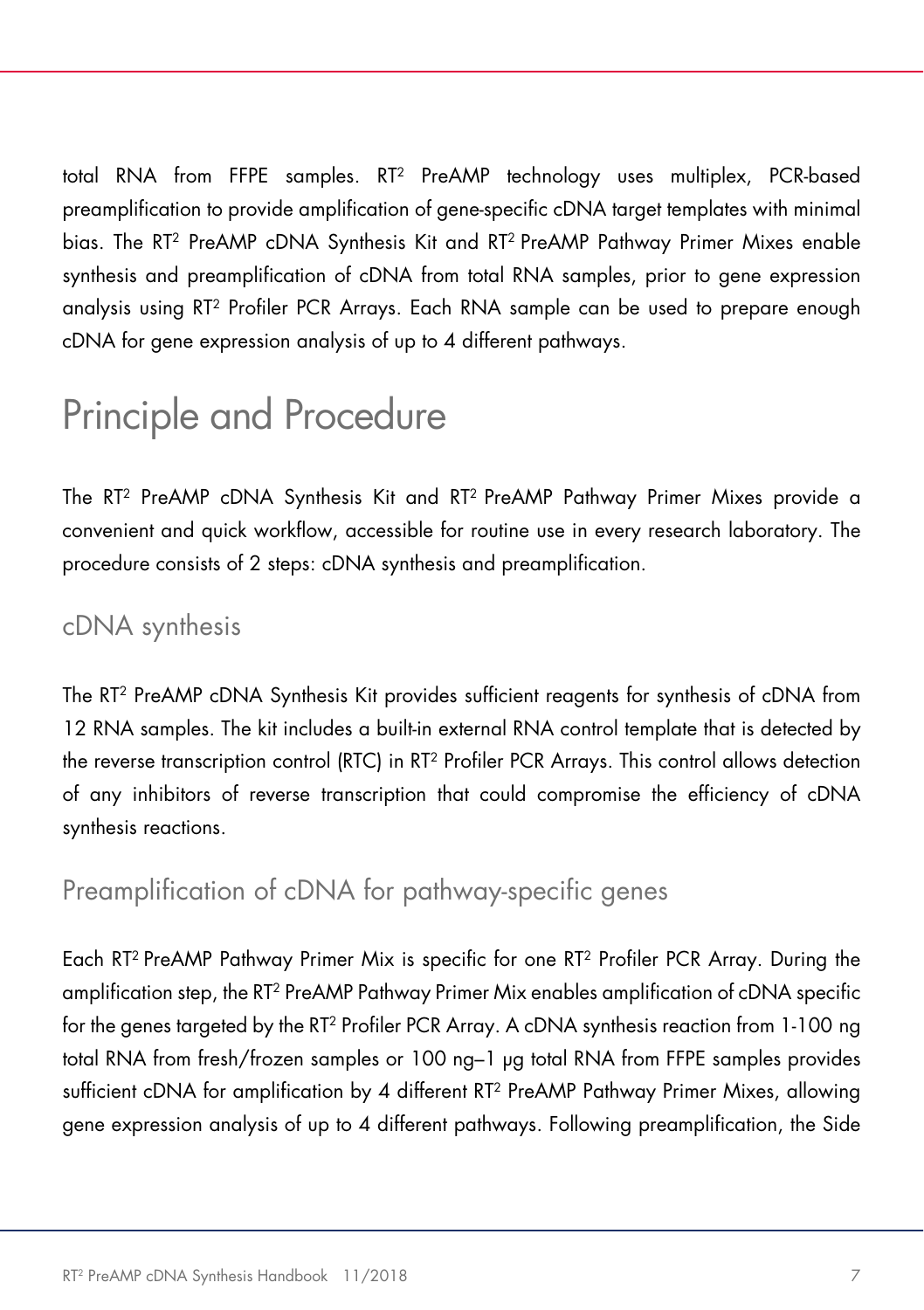total RNA from FFPE samples. RT$^2$ PreAMP technology uses multiplex, PCR-based preamplification to provide amplification of gene-specific cDNA target templates with minimal bias. The RT$^2$ PreAMP cDNA Synthesis Kit and RT$^2$ PreAMP Pathway Primer Mixes enable synthesis and preamplification of cDNA from total RNA samples, prior to gene expression analysis using RT$^2$ Profiler PCR Arrays. Each RNA sample can be used to prepare enough cDNA for gene expression analysis of up to 4 different pathways.

# Principle and Procedure

The RT$^2$ PreAMP cDNA Synthesis Kit and RT$^2$ PreAMP Pathway Primer Mixes provide a convenient and quick workflow, accessible for routine use in every research laboratory. The procedure consists of 2 steps: cDNA synthesis and preamplification.

## cDNA synthesis

The RT$^2$ PreAMP cDNA Synthesis Kit provides sufficient reagents for synthesis of cDNA from 12 RNA samples. The kit includes a built-in external RNA control template that is detected by the reverse transcription control (RTC) in RT$^2$ Profiler PCR Arrays. This control allows detection of any inhibitors of reverse transcription that could compromise the efficiency of cDNA synthesis reactions.

## Preamplification of cDNA for pathway-specific genes

Each RT$^2$ PreAMP Pathway Primer Mix is specific for one RT$^2$ Profiler PCR Array. During the amplification step, the RT$^2$ PreAMP Pathway Primer Mix enables amplification of cDNA specific for the genes targeted by the RT$^2$ Profiler PCR Array. A cDNA synthesis reaction from 1-100 ng total RNA from fresh/frozen samples or 100 ng–1 µg total RNA from FFPE samples provides sufficient cDNA for amplification by 4 different RT$^2$ PreAMP Pathway Primer Mixes, allowing gene expression analysis of up to 4 different pathways. Following preamplification, the Side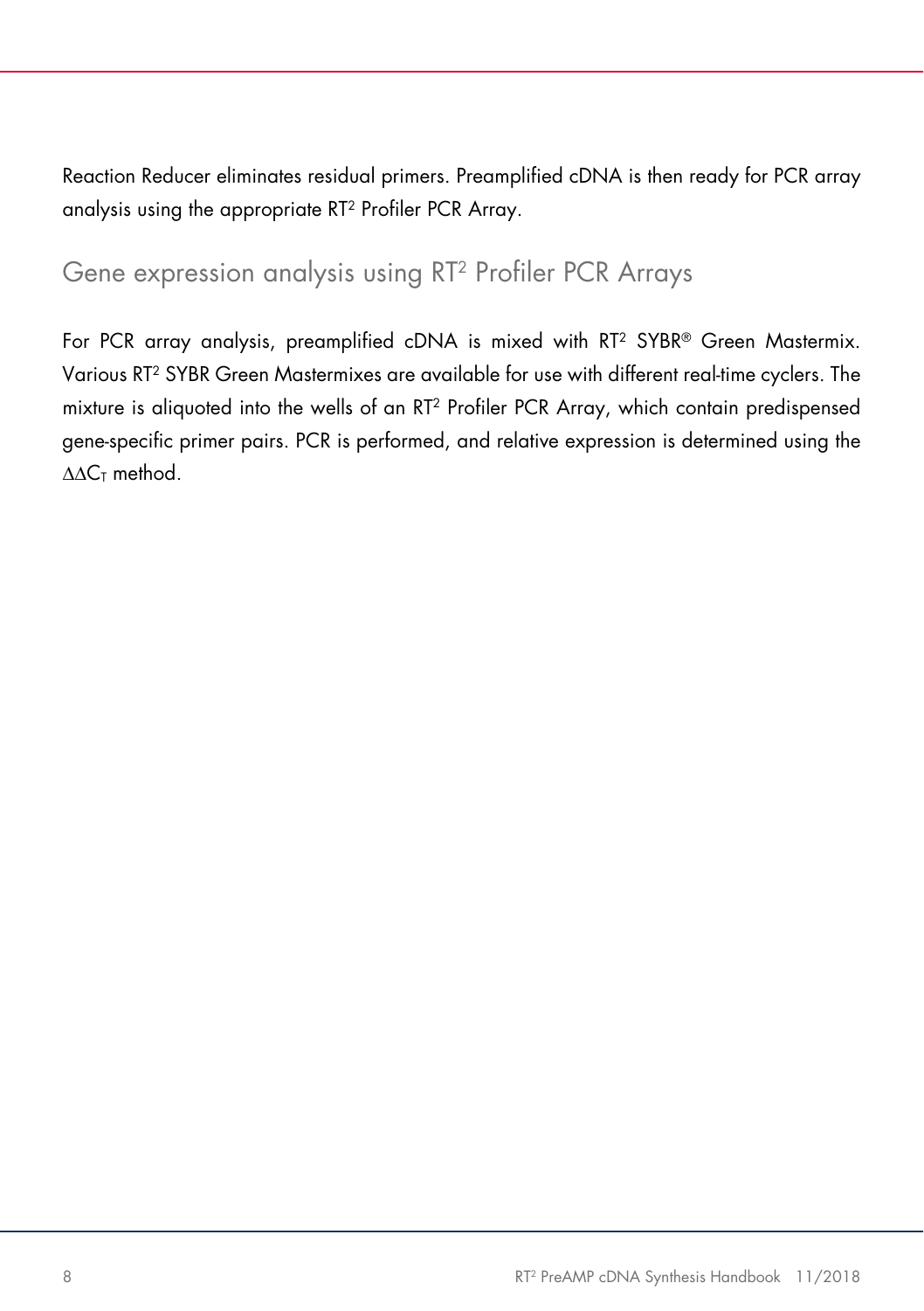Reaction Reducer eliminates residual primers. Preamplified cDNA is then ready for PCR array analysis using the appropriate RT$^2$ Profiler PCR Array.

## Gene expression analysis using RT$^2$ Profiler PCR Arrays

For PCR array analysis, preamplified cDNA is mixed with RT$^2$ SYBR® Green Mastermix. Various RT$^2$ SYBR Green Mastermixes are available for use with different real-time cyclers. The mixture is aliquoted into the wells of an RT$^2$ Profiler PCR Array, which contain predispensed gene-specific primer pairs. PCR is performed, and relative expression is determined using the $\Delta\Delta C_T$ method.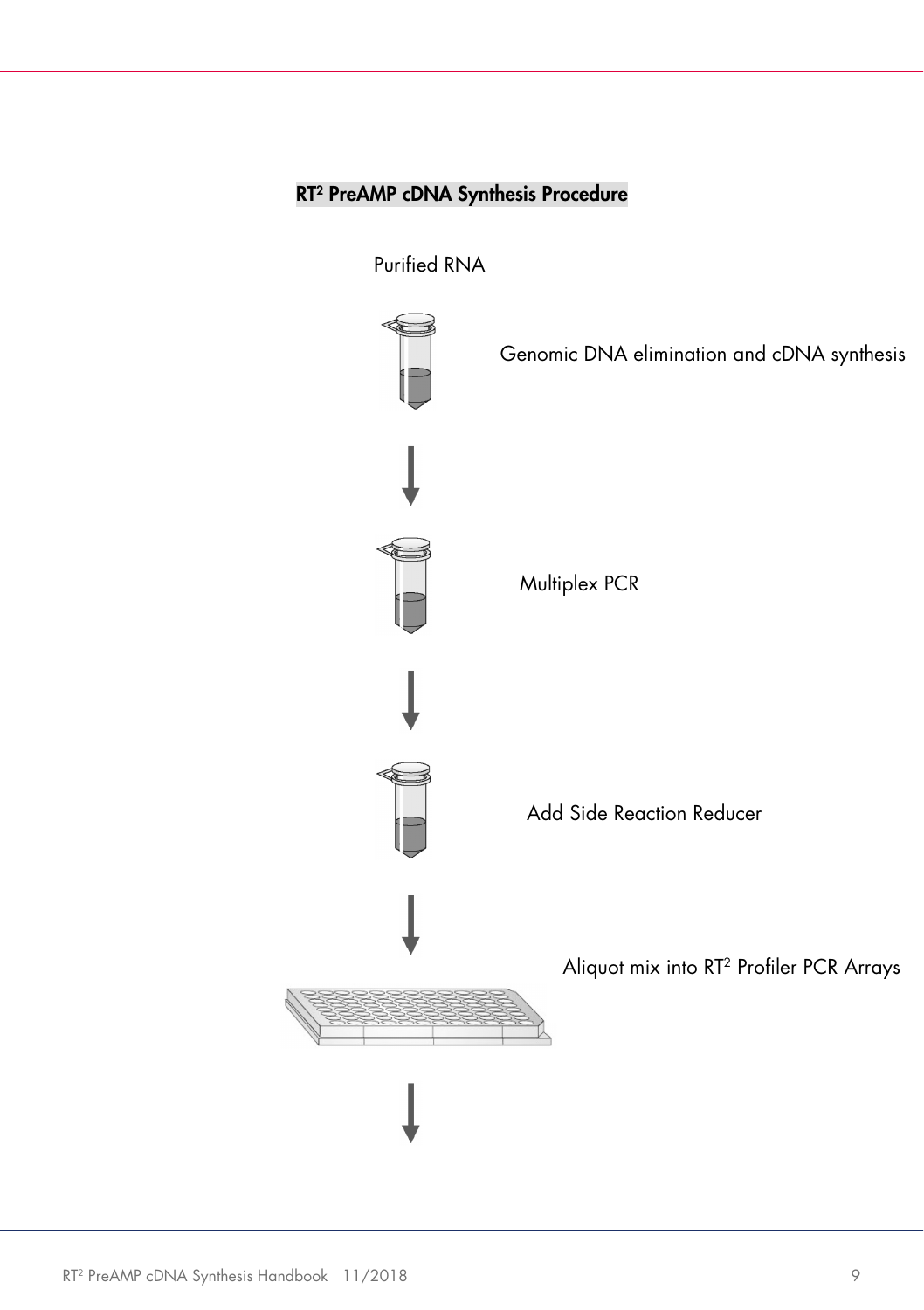**RT² PreAMP cDNA Synthesis Procedure**

Purified RNA

Genomic DNA elimination and cDNA synthesis

Multiplex PCR

Add Side Reaction Reducer

Aliquot mix into RT² Profiler PCR Arrays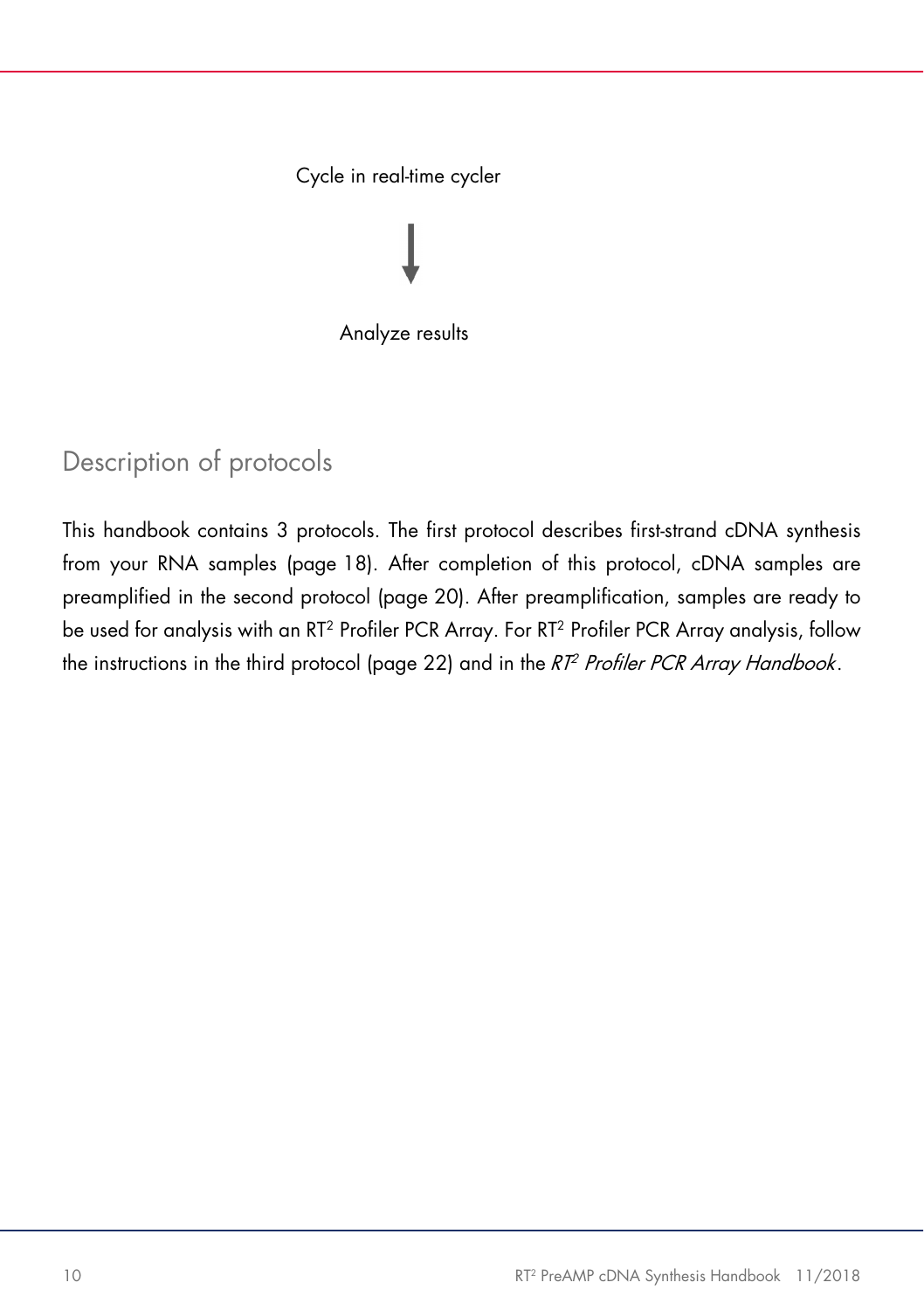Cycle in real-time cycler

↓

Analyze results

## Description of protocols

This handbook contains 3 protocols. The first protocol describes first-strand cDNA synthesis from your RNA samples (page 18). After completion of this protocol, cDNA samples are preamplified in the second protocol (page 20). After preamplification, samples are ready to be used for analysis with an $RT^2$ Profiler PCR Array. For $RT^2$ Profiler PCR Array analysis, follow the instructions in the third protocol (page 22) and in the *$RT^2$ Profiler PCR Array Handbook*.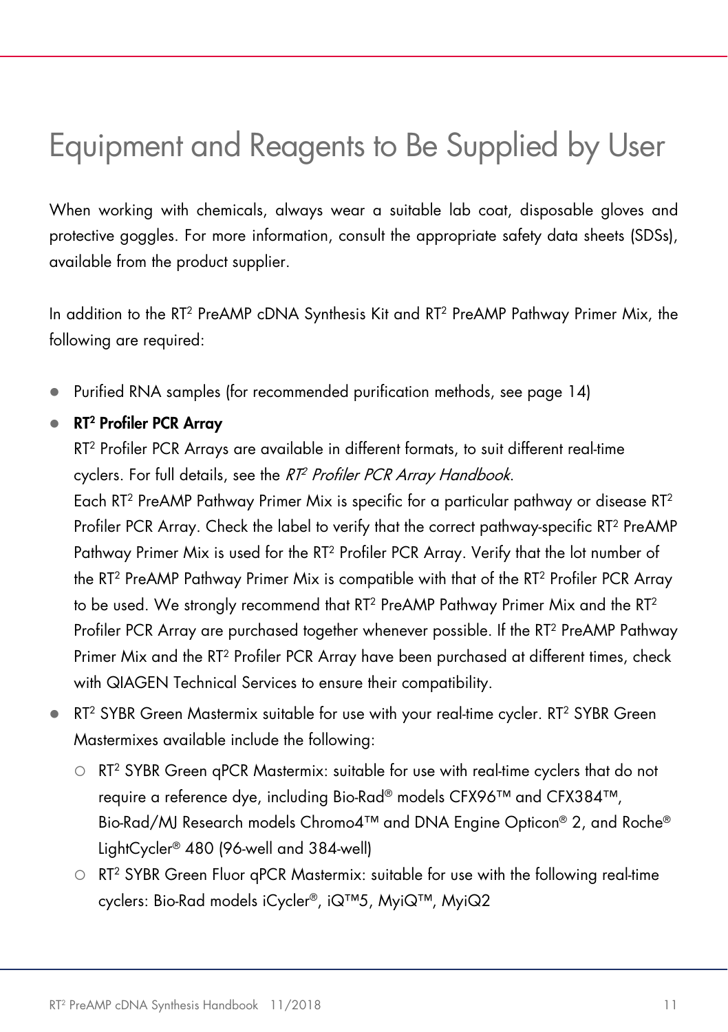# Equipment and Reagents to Be Supplied by User

When working with chemicals, always wear a suitable lab coat, disposable gloves and protective goggles. For more information, consult the appropriate safety data sheets (SDSs), available from the product supplier.

In addition to the RT² PreAMP cDNA Synthesis Kit and RT² PreAMP Pathway Primer Mix, the following are required:

- Purified RNA samples (for recommended purification methods, see page 14)
- **RT² Profiler PCR Array**
  RT² Profiler PCR Arrays are available in different formats, to suit different real-time cyclers. For full details, see the *RT² Profiler PCR Array Handbook*.
  Each RT² PreAMP Pathway Primer Mix is specific for a particular pathway or disease RT² Profiler PCR Array. Check the label to verify that the correct pathway-specific RT² PreAMP Pathway Primer Mix is used for the RT² Profiler PCR Array. Verify that the lot number of the RT² PreAMP Pathway Primer Mix is compatible with that of the RT² Profiler PCR Array to be used. We strongly recommend that RT² PreAMP Pathway Primer Mix and the RT² Profiler PCR Array are purchased together whenever possible. If the RT² PreAMP Pathway Primer Mix and the RT² Profiler PCR Array have been purchased at different times, check with QIAGEN Technical Services to ensure their compatibility.
- RT² SYBR Green Mastermix suitable for use with your real-time cycler. RT² SYBR Green Mastermixes available include the following:
  - RT² SYBR Green qPCR Mastermix: suitable for use with real-time cyclers that do not require a reference dye, including Bio-Rad® models CFX96™ and CFX384™, Bio-Rad/MJ Research models Chromo4™ and DNA Engine Opticon® 2, and Roche® LightCycler® 480 (96-well and 384-well)
  - RT² SYBR Green Fluor qPCR Mastermix: suitable for use with the following real-time cyclers: Bio-Rad models iCycler®, iQ™5, MyiQ™, MyiQ2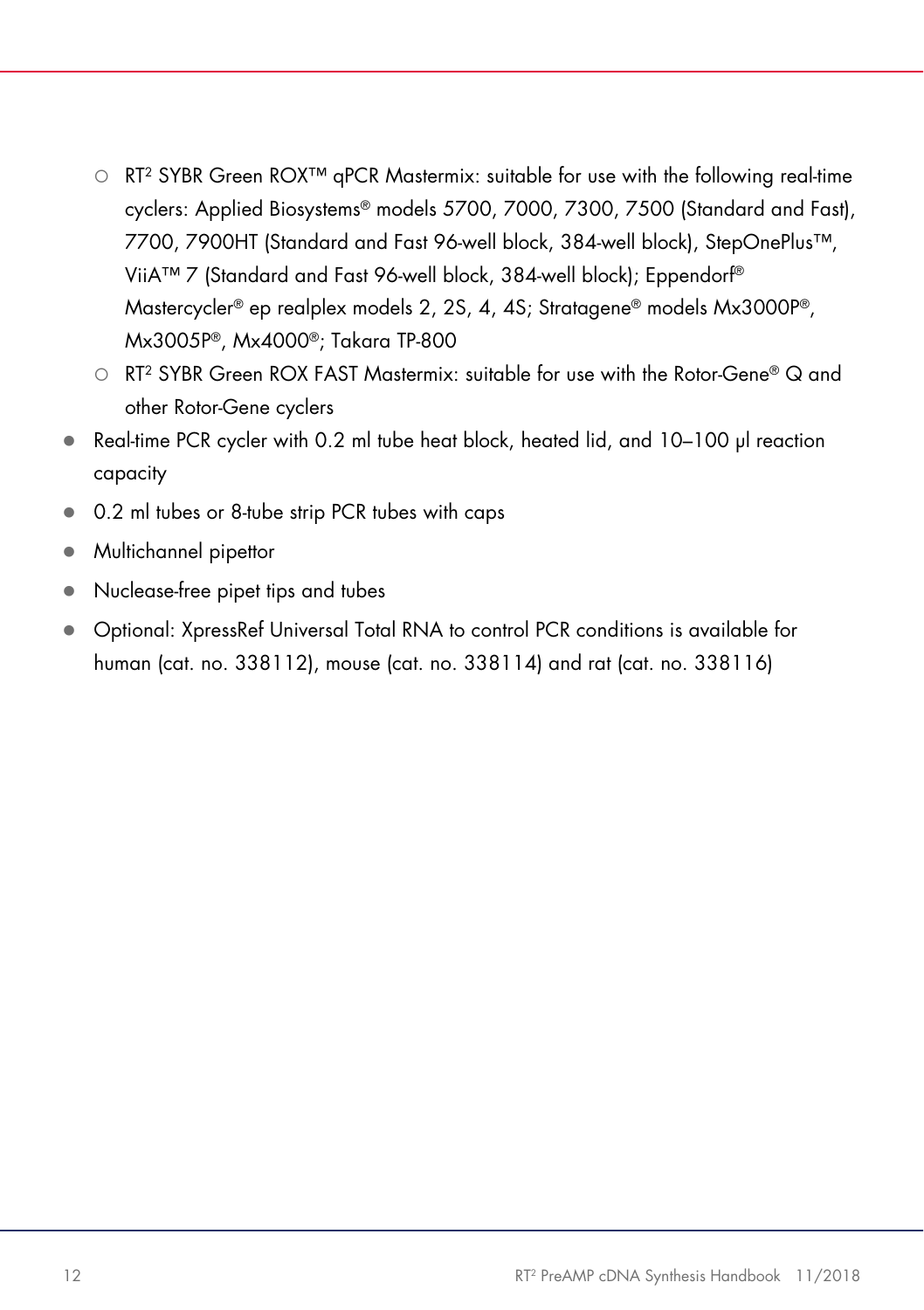- RT² SYBR Green ROX™ qPCR Mastermix: suitable for use with the following real-time cyclers: Applied Biosystems® models 5700, 7000, 7300, 7500 (Standard and Fast), 7700, 7900HT (Standard and Fast 96-well block, 384-well block), StepOnePlus™, ViiA™ 7 (Standard and Fast 96-well block, 384-well block); Eppendorf® Mastercycler® ep realplex models 2, 2S, 4, 4S; Stratagene® models Mx3000P®, Mx3005P®, Mx4000®; Takara TP-800
    - RT² SYBR Green ROX FAST Mastermix: suitable for use with the Rotor-Gene® Q and other Rotor-Gene cyclers
- Real-time PCR cycler with 0.2 ml tube heat block, heated lid, and 10–100 µl reaction capacity
- 0.2 ml tubes or 8-tube strip PCR tubes with caps
- Multichannel pipettor
- Nuclease-free pipet tips and tubes
- Optional: XpressRef Universal Total RNA to control PCR conditions is available for human (cat. no. 338112), mouse (cat. no. 338114) and rat (cat. no. 338116)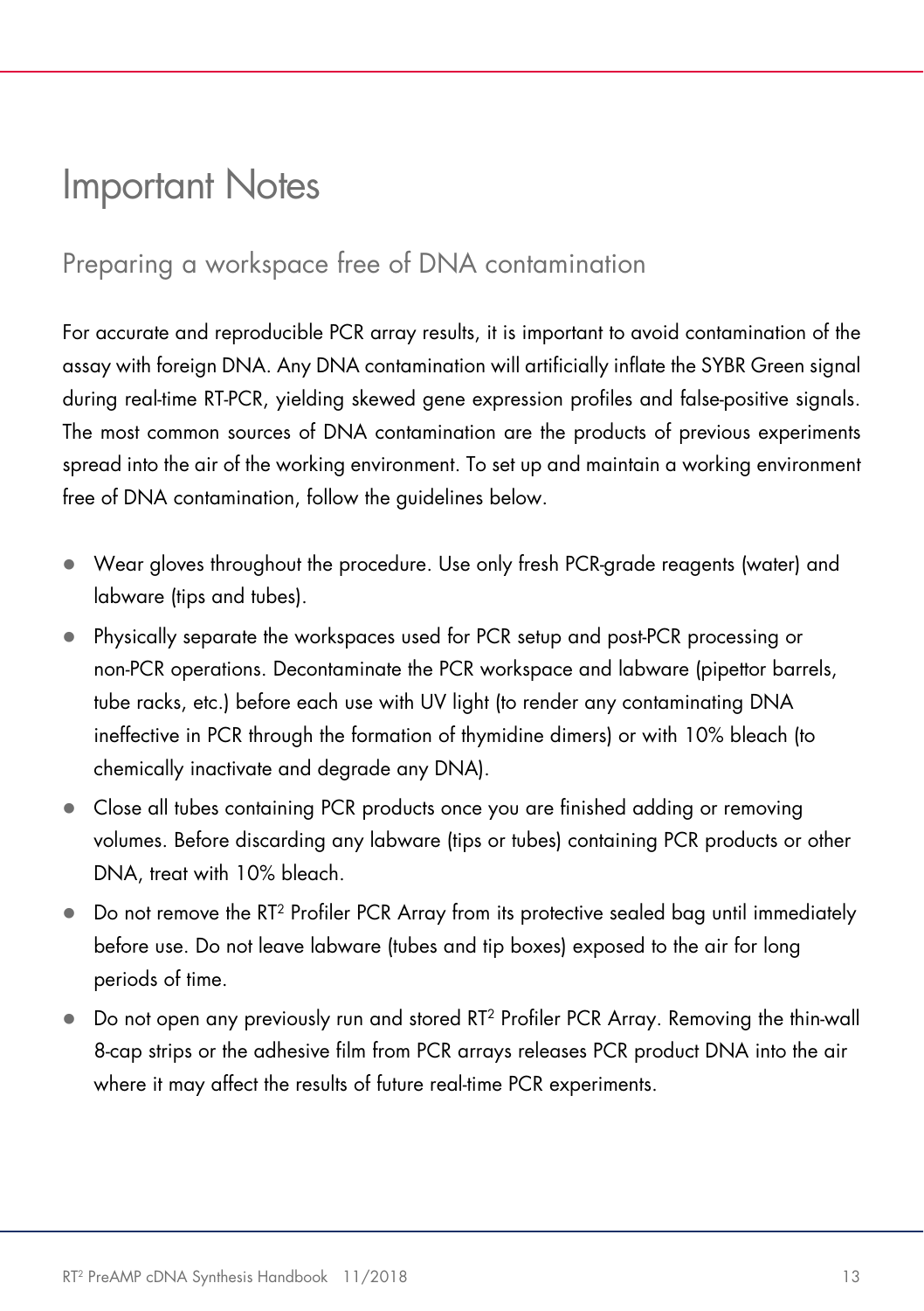# Important Notes

## Preparing a workspace free of DNA contamination

For accurate and reproducible PCR array results, it is important to avoid contamination of the assay with foreign DNA. Any DNA contamination will artificially inflate the SYBR Green signal during real-time RT-PCR, yielding skewed gene expression profiles and false-positive signals. The most common sources of DNA contamination are the products of previous experiments spread into the air of the working environment. To set up and maintain a working environment free of DNA contamination, follow the guidelines below.

- Wear gloves throughout the procedure. Use only fresh PCR-grade reagents (water) and labware (tips and tubes).
- Physically separate the workspaces used for PCR setup and post-PCR processing or non-PCR operations. Decontaminate the PCR workspace and labware (pipettor barrels, tube racks, etc.) before each use with UV light (to render any contaminating DNA ineffective in PCR through the formation of thymidine dimers) or with 10% bleach (to chemically inactivate and degrade any DNA).
- Close all tubes containing PCR products once you are finished adding or removing volumes. Before discarding any labware (tips or tubes) containing PCR products or other DNA, treat with 10% bleach.
- Do not remove the $RT^2$ Profiler PCR Array from its protective sealed bag until immediately before use. Do not leave labware (tubes and tip boxes) exposed to the air for long periods of time.
- Do not open any previously run and stored $RT^2$ Profiler PCR Array. Removing the thin-wall 8-cap strips or the adhesive film from PCR arrays releases PCR product DNA into the air where it may affect the results of future real-time PCR experiments.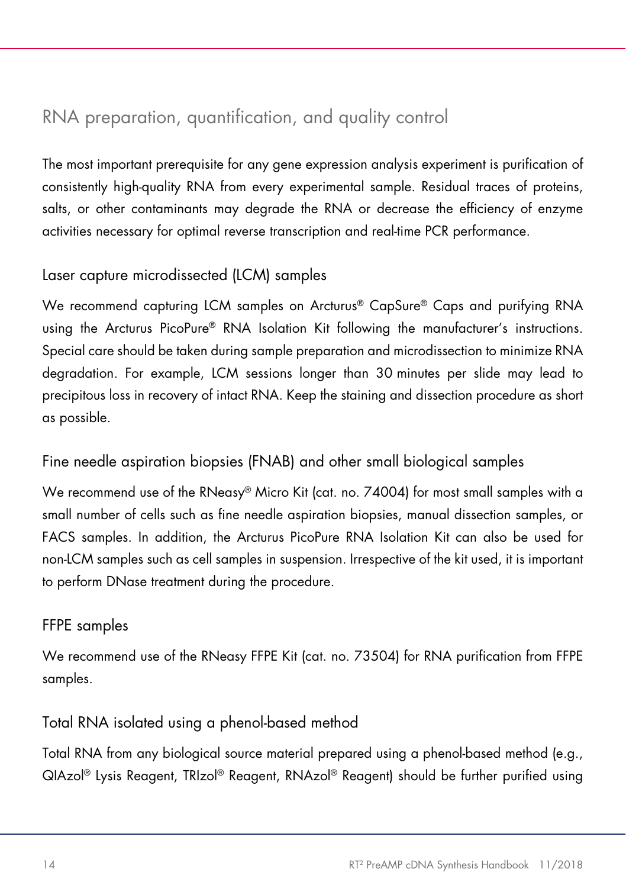## RNA preparation, quantification, and quality control

The most important prerequisite for any gene expression analysis experiment is purification of consistently high-quality RNA from every experimental sample. Residual traces of proteins, salts, or other contaminants may degrade the RNA or decrease the efficiency of enzyme activities necessary for optimal reverse transcription and real-time PCR performance.

### Laser capture microdissected (LCM) samples

We recommend capturing LCM samples on Arcturus® CapSure® Caps and purifying RNA using the Arcturus PicoPure® RNA Isolation Kit following the manufacturer's instructions. Special care should be taken during sample preparation and microdissection to minimize RNA degradation. For example, LCM sessions longer than 30 minutes per slide may lead to precipitous loss in recovery of intact RNA. Keep the staining and dissection procedure as short as possible.

### Fine needle aspiration biopsies (FNAB) and other small biological samples

We recommend use of the RNeasy® Micro Kit (cat. no. 74004) for most small samples with a small number of cells such as fine needle aspiration biopsies, manual dissection samples, or FACS samples. In addition, the Arcturus PicoPure RNA Isolation Kit can also be used for non-LCM samples such as cell samples in suspension. Irrespective of the kit used, it is important to perform DNase treatment during the procedure.

### FFPE samples

We recommend use of the RNeasy FFPE Kit (cat. no. 73504) for RNA purification from FFPE samples.

### Total RNA isolated using a phenol-based method

Total RNA from any biological source material prepared using a phenol-based method (e.g., QIAzol® Lysis Reagent, TRIzol® Reagent, RNAzol® Reagent) should be further purified using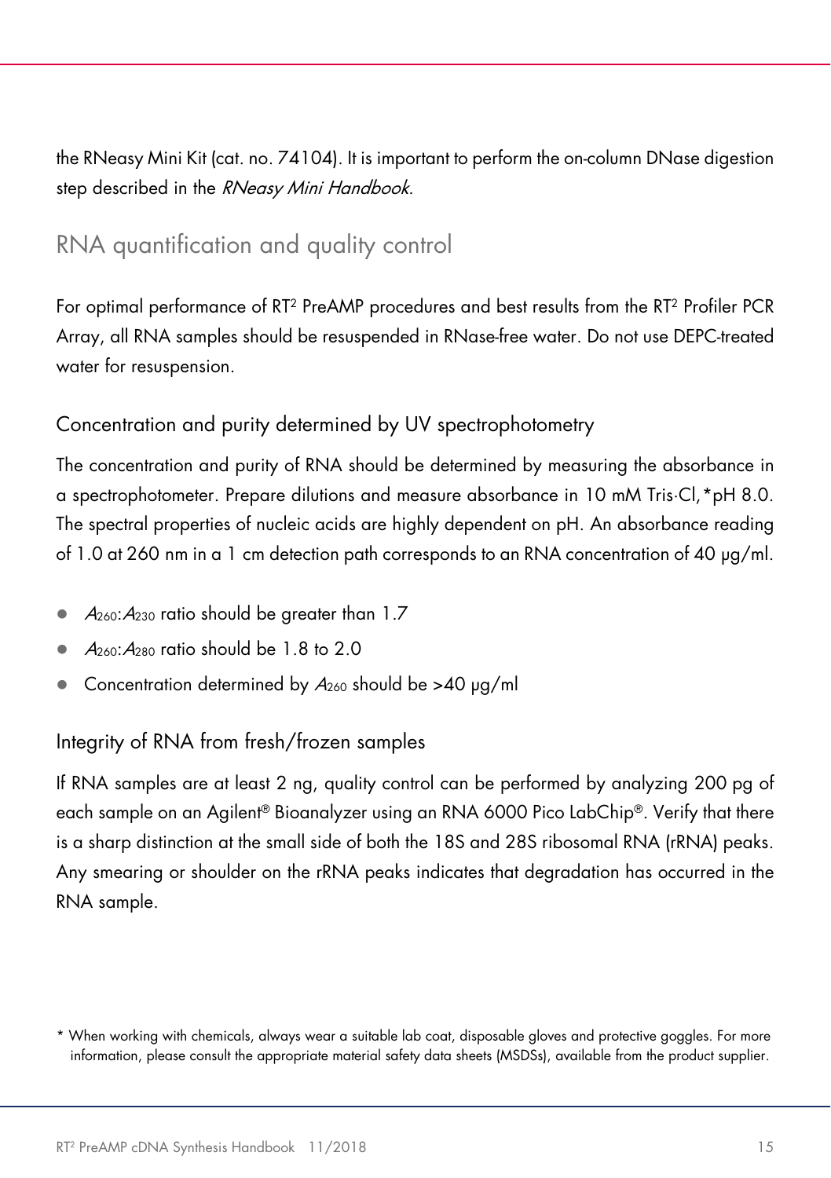the RNeasy Mini Kit (cat. no. 74104). It is important to perform the on-column DNase digestion step described in the *RNeasy Mini Handbook*.

## RNA quantification and quality control

For optimal performance of RT² PreAMP procedures and best results from the RT² Profiler PCR Array, all RNA samples should be resuspended in RNase-free water. Do not use DEPC-treated water for resuspension.

### Concentration and purity determined by UV spectrophotometry

The concentration and purity of RNA should be determined by measuring the absorbance in a spectrophotometer. Prepare dilutions and measure absorbance in 10 mM Tris·Cl,* pH 8.0. The spectral properties of nucleic acids are highly dependent on pH. An absorbance reading of 1.0 at 260 nm in a 1 cm detection path corresponds to an RNA concentration of 40 µg/ml.

- $A_{260}$:$A_{230}$ ratio should be greater than 1.7
- $A_{260}$:$A_{280}$ ratio should be 1.8 to 2.0
- Concentration determined by $A_{260}$ should be >40 µg/ml

### Integrity of RNA from fresh/frozen samples

If RNA samples are at least 2 ng, quality control can be performed by analyzing 200 pg of each sample on an Agilent® Bioanalyzer using an RNA 6000 Pico LabChip®. Verify that there is a sharp distinction at the small side of both the 18S and 28S ribosomal RNA (rRNA) peaks. Any smearing or shoulder on the rRNA peaks indicates that degradation has occurred in the RNA sample.

\* When working with chemicals, always wear a suitable lab coat, disposable gloves and protective goggles. For more information, please consult the appropriate material safety data sheets (MSDSs), available from the product supplier.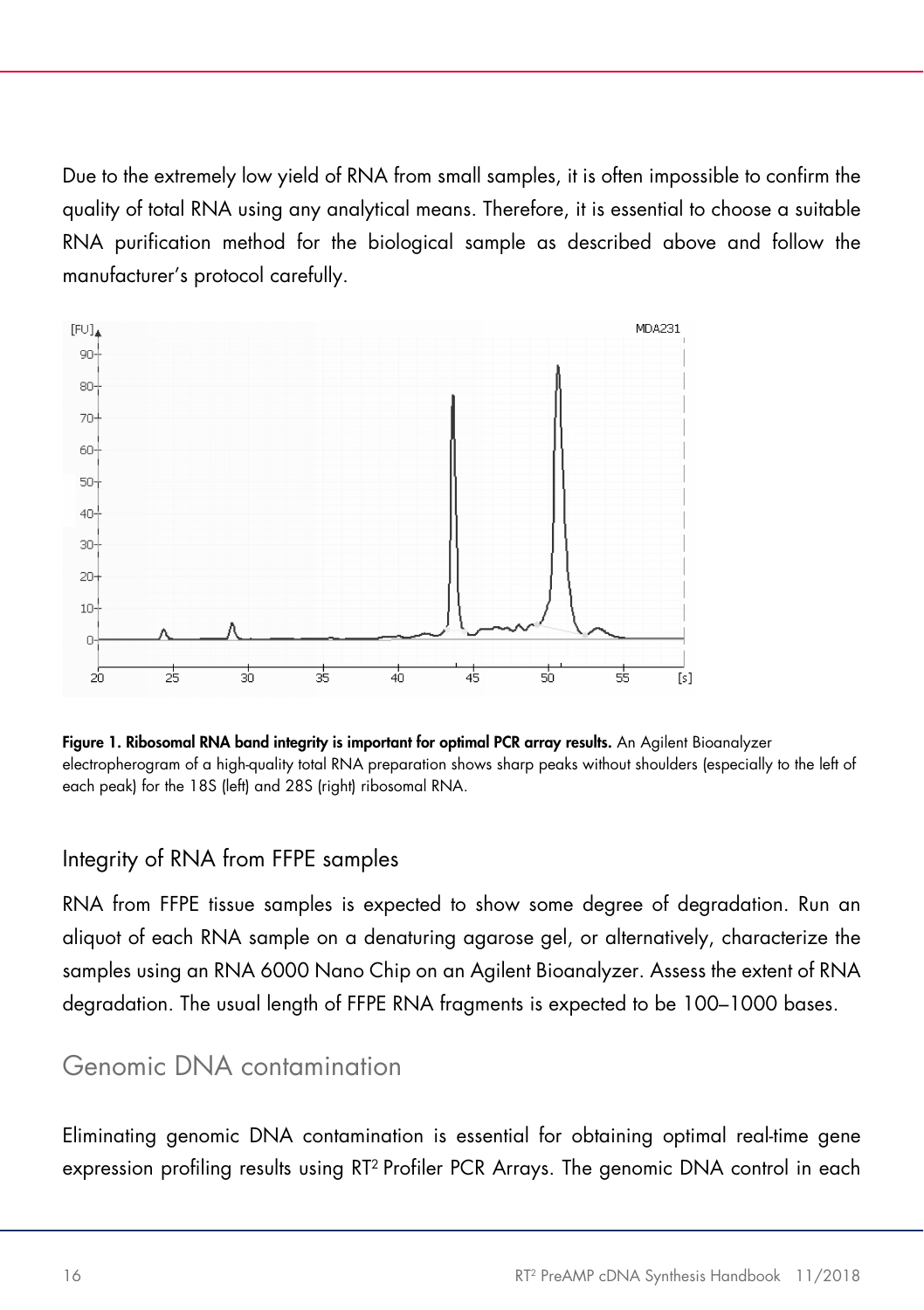Due to the extremely low yield of RNA from small samples, it is often impossible to confirm the quality of total RNA using any analytical means. Therefore, it is essential to choose a suitable RNA purification method for the biological sample as described above and follow the manufacturer's protocol carefully.

**Figure 1. Ribosomal RNA band integrity is important for optimal PCR array results.** An Agilent Bioanalyzer electropherogram of a high-quality total RNA preparation shows sharp peaks without shoulders (especially to the left of each peak) for the 18S (left) and 28S (right) ribosomal RNA.

### Integrity of RNA from FFPE samples

RNA from FFPE tissue samples is expected to show some degree of degradation. Run an aliquot of each RNA sample on a denaturing agarose gel, or alternatively, characterize the samples using an RNA 6000 Nano Chip on an Agilent Bioanalyzer. Assess the extent of RNA degradation. The usual length of FFPE RNA fragments is expected to be 100–1000 bases.

## Genomic DNA contamination

Eliminating genomic DNA contamination is essential for obtaining optimal real-time gene expression profiling results using RT² Profiler PCR Arrays. The genomic DNA control in each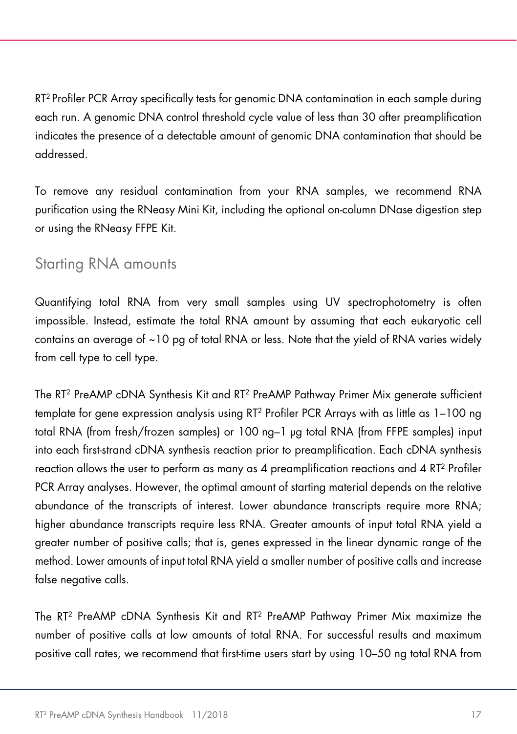RT² Profiler PCR Array specifically tests for genomic DNA contamination in each sample during each run. A genomic DNA control threshold cycle value of less than 30 after preamplification indicates the presence of a detectable amount of genomic DNA contamination that should be addressed.

To remove any residual contamination from your RNA samples, we recommend RNA purification using the RNeasy Mini Kit, including the optional on-column DNase digestion step or using the RNeasy FFPE Kit.

## Starting RNA amounts

Quantifying total RNA from very small samples using UV spectrophotometry is often impossible. Instead, estimate the total RNA amount by assuming that each eukaryotic cell contains an average of ~10 pg of total RNA or less. Note that the yield of RNA varies widely from cell type to cell type.

The RT² PreAMP cDNA Synthesis Kit and RT² PreAMP Pathway Primer Mix generate sufficient template for gene expression analysis using RT² Profiler PCR Arrays with as little as 1–100 ng total RNA (from fresh/frozen samples) or 100 ng–1 µg total RNA (from FFPE samples) input into each first-strand cDNA synthesis reaction prior to preamplification. Each cDNA synthesis reaction allows the user to perform as many as 4 preamplification reactions and 4 RT² Profiler PCR Array analyses. However, the optimal amount of starting material depends on the relative abundance of the transcripts of interest. Lower abundance transcripts require more RNA; higher abundance transcripts require less RNA. Greater amounts of input total RNA yield a greater number of positive calls; that is, genes expressed in the linear dynamic range of the method. Lower amounts of input total RNA yield a smaller number of positive calls and increase false negative calls.

The RT² PreAMP cDNA Synthesis Kit and RT² PreAMP Pathway Primer Mix maximize the number of positive calls at low amounts of total RNA. For successful results and maximum positive call rates, we recommend that first-time users start by using 10–50 ng total RNA from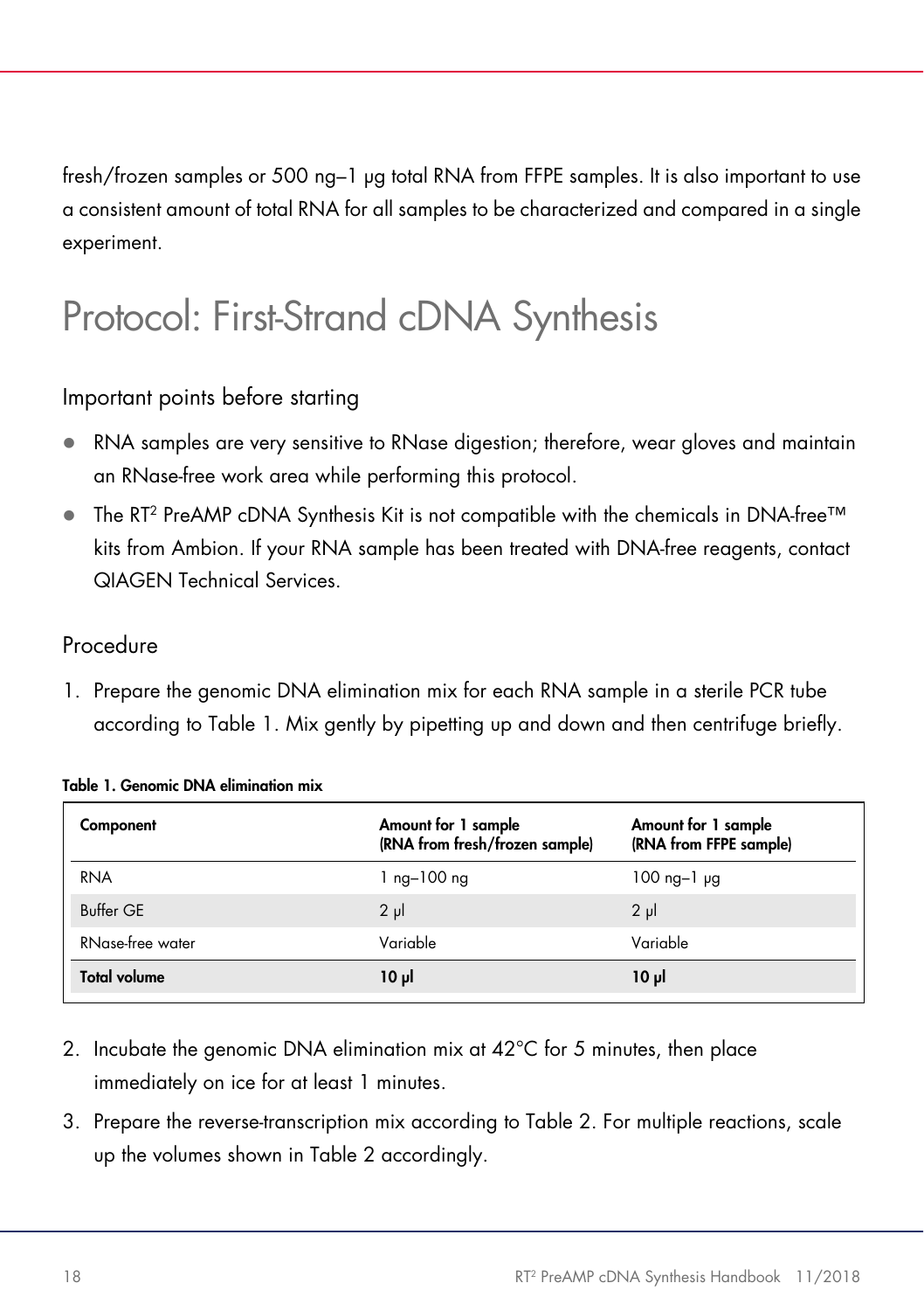fresh/frozen samples or 500 ng–1 µg total RNA from FFPE samples. It is also important to use a consistent amount of total RNA for all samples to be characterized and compared in a single experiment.

# Protocol: First-Strand cDNA Synthesis

## Important points before starting

- RNA samples are very sensitive to RNase digestion; therefore, wear gloves and maintain an RNase-free work area while performing this protocol.
- The RT[2] PreAMP cDNA Synthesis Kit is not compatible with the chemicals in DNA-free™ kits from Ambion. If your RNA sample has been treated with DNA-free reagents, contact QIAGEN Technical Services.

## Procedure

1. Prepare the genomic DNA elimination mix for each RNA sample in a sterile PCR tube according to Table 1. Mix gently by pipetting up and down and then centrifuge briefly.

**Table 1. Genomic DNA elimination mix**

| Component | Amount for 1 sample (RNA from fresh/frozen sample) | Amount for 1 sample (RNA from FFPE sample) |
|---|---|---|
| RNA | 1 ng–100 ng | 100 ng–1 µg |
| Buffer GE | 2 µl | 2 µl |
| RNase-free water | Variable | Variable |
| **Total volume** | **10 µl** | **10 µl** |

2. Incubate the genomic DNA elimination mix at 42°C for 5 minutes, then place immediately on ice for at least 1 minutes.
3. Prepare the reverse-transcription mix according to Table 2. For multiple reactions, scale up the volumes shown in Table 2 accordingly.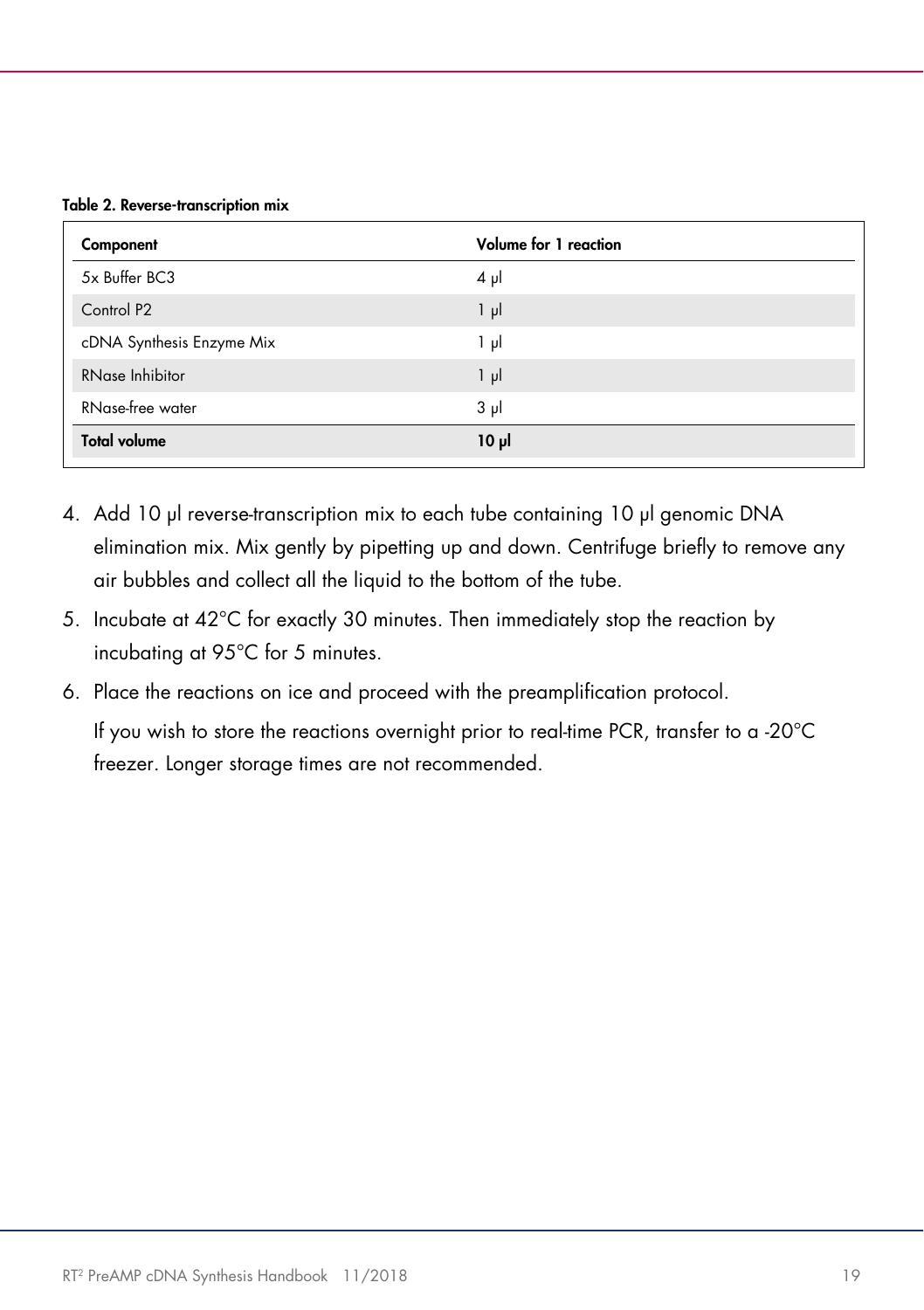**Table 2. Reverse-transcription mix**

| Component | Volume for 1 reaction |
|---|---|
| 5x Buffer BC3 | 4 µl |
| Control P2 | 1 µl |
| cDNA Synthesis Enzyme Mix | 1 µl |
| RNase Inhibitor | 1 µl |
| RNase-free water | 3 µl |
| **Total volume** | **10 µl** |

4. Add 10 µl reverse-transcription mix to each tube containing 10 µl genomic DNA elimination mix. Mix gently by pipetting up and down. Centrifuge briefly to remove any air bubbles and collect all the liquid to the bottom of the tube.
5. Incubate at 42°C for exactly 30 minutes. Then immediately stop the reaction by incubating at 95°C for 5 minutes.
6. Place the reactions on ice and proceed with the preamplification protocol.

   If you wish to store the reactions overnight prior to real-time PCR, transfer to a -20°C freezer. Longer storage times are not recommended.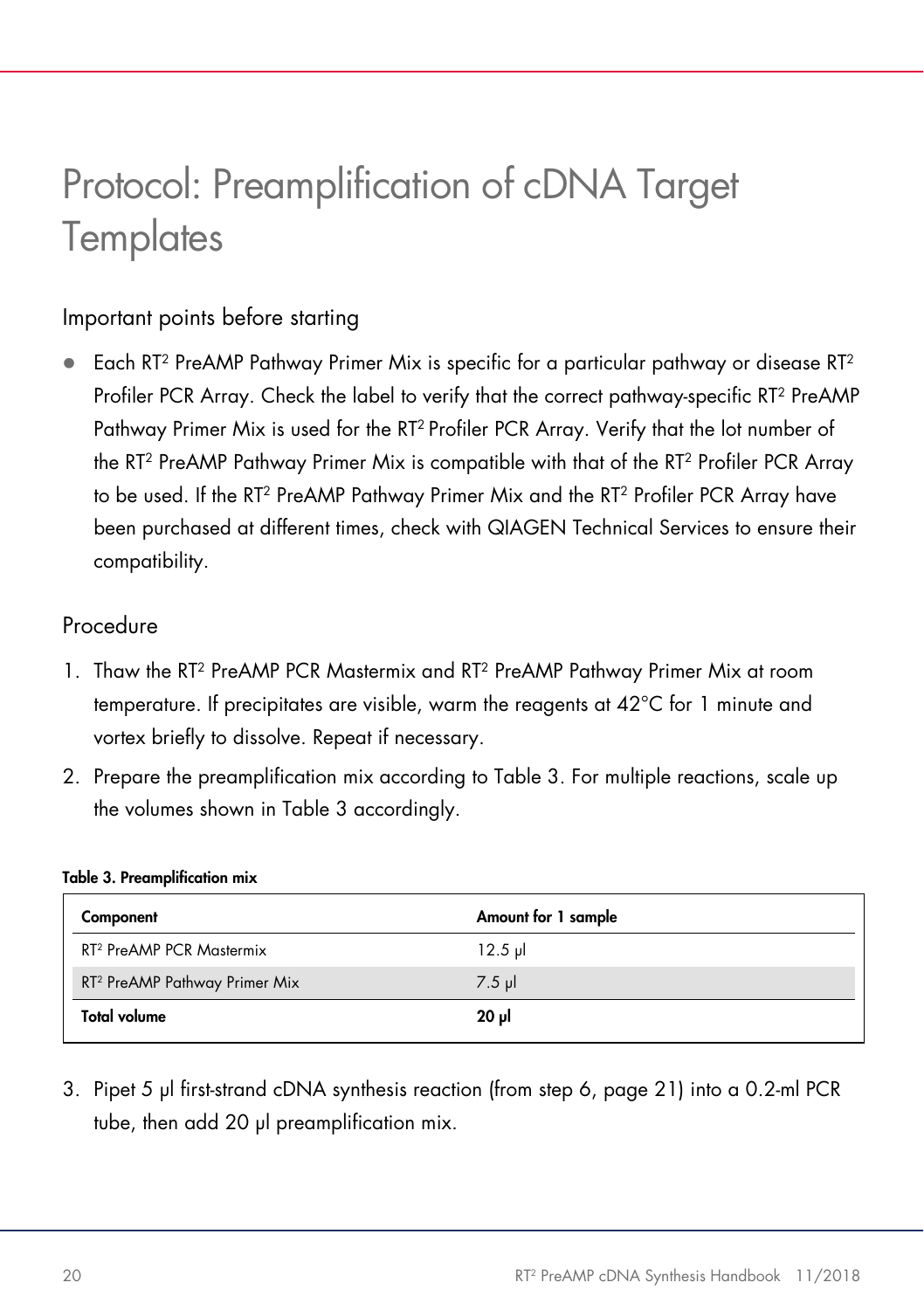# Protocol: Preamplification of cDNA Target Templates

## Important points before starting

- Each RT² PreAMP Pathway Primer Mix is specific for a particular pathway or disease RT² Profiler PCR Array. Check the label to verify that the correct pathway-specific RT² PreAMP Pathway Primer Mix is used for the RT² Profiler PCR Array. Verify that the lot number of the RT² PreAMP Pathway Primer Mix is compatible with that of the RT² Profiler PCR Array to be used. If the RT² PreAMP Pathway Primer Mix and the RT² Profiler PCR Array have been purchased at different times, check with QIAGEN Technical Services to ensure their compatibility.

## Procedure

1. Thaw the RT² PreAMP PCR Mastermix and RT² PreAMP Pathway Primer Mix at room temperature. If precipitates are visible, warm the reagents at 42°C for 1 minute and vortex briefly to dissolve. Repeat if necessary.
2. Prepare the preamplification mix according to Table 3. For multiple reactions, scale up the volumes shown in Table 3 accordingly.

**Table 3. Preamplification mix**

| Component | Amount for 1 sample |
|---|---|
| RT² PreAMP PCR Mastermix | 12.5 µl |
| RT² PreAMP Pathway Primer Mix | 7.5 µl |
| **Total volume** | **20 µl** |

3. Pipet 5 µl first-strand cDNA synthesis reaction (from step 6, page 21) into a 0.2-ml PCR tube, then add 20 µl preamplification mix.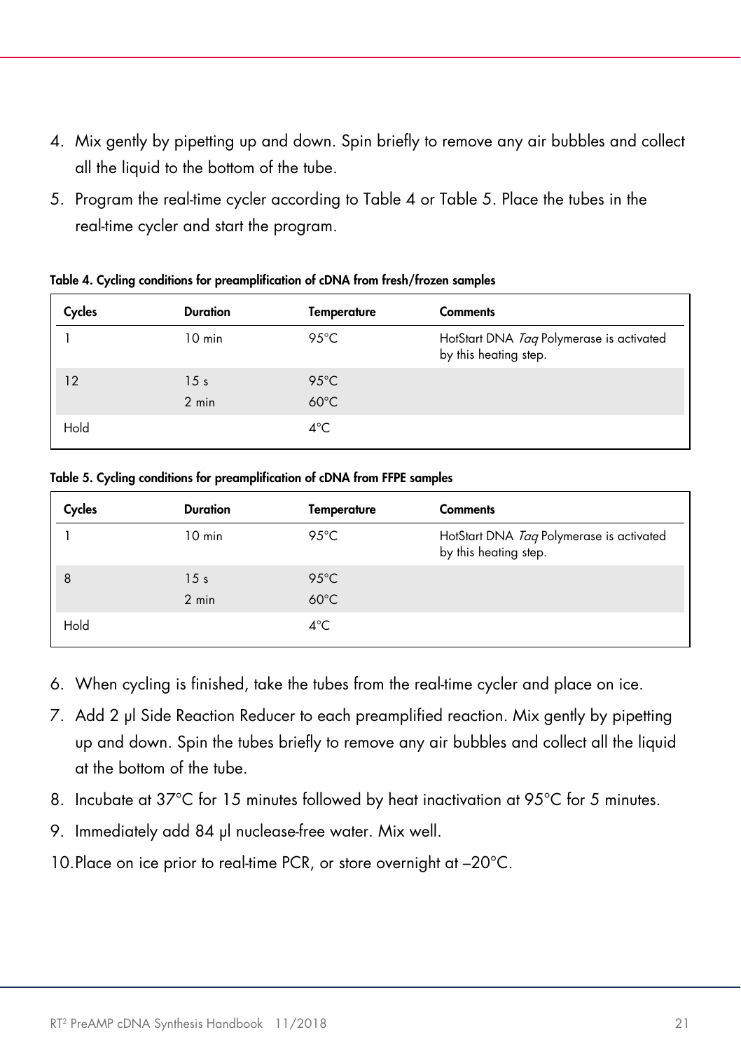4. Mix gently by pipetting up and down. Spin briefly to remove any air bubbles and collect all the liquid to the bottom of the tube.
5. Program the real-time cycler according to Table 4 or Table 5. Place the tubes in the real-time cycler and start the program.

**Table 4. Cycling conditions for preamplification of cDNA from fresh/frozen samples**

| Cycles | Duration | Temperature | Comments |
|---|---|---|---|
| 1 | 10 min | 95°C | HotStart DNA *Taq* Polymerase is activated by this heating step. |
| 12 | 15 s<br>2 min | 95°C<br>60°C | |
| Hold | | 4°C | |

**Table 5. Cycling conditions for preamplification of cDNA from FFPE samples**

| Cycles | Duration | Temperature | Comments |
|---|---|---|---|
| 1 | 10 min | 95°C | HotStart DNA *Taq* Polymerase is activated by this heating step. |
| 8 | 15 s<br>2 min | 95°C<br>60°C | |
| Hold | | 4°C | |

6. When cycling is finished, take the tubes from the real-time cycler and place on ice.
7. Add 2 µl Side Reaction Reducer to each preamplified reaction. Mix gently by pipetting up and down. Spin the tubes briefly to remove any air bubbles and collect all the liquid at the bottom of the tube.
8. Incubate at 37°C for 15 minutes followed by heat inactivation at 95°C for 5 minutes.
9. Immediately add 84 µl nuclease-free water. Mix well.
10. Place on ice prior to real-time PCR, or store overnight at –20°C.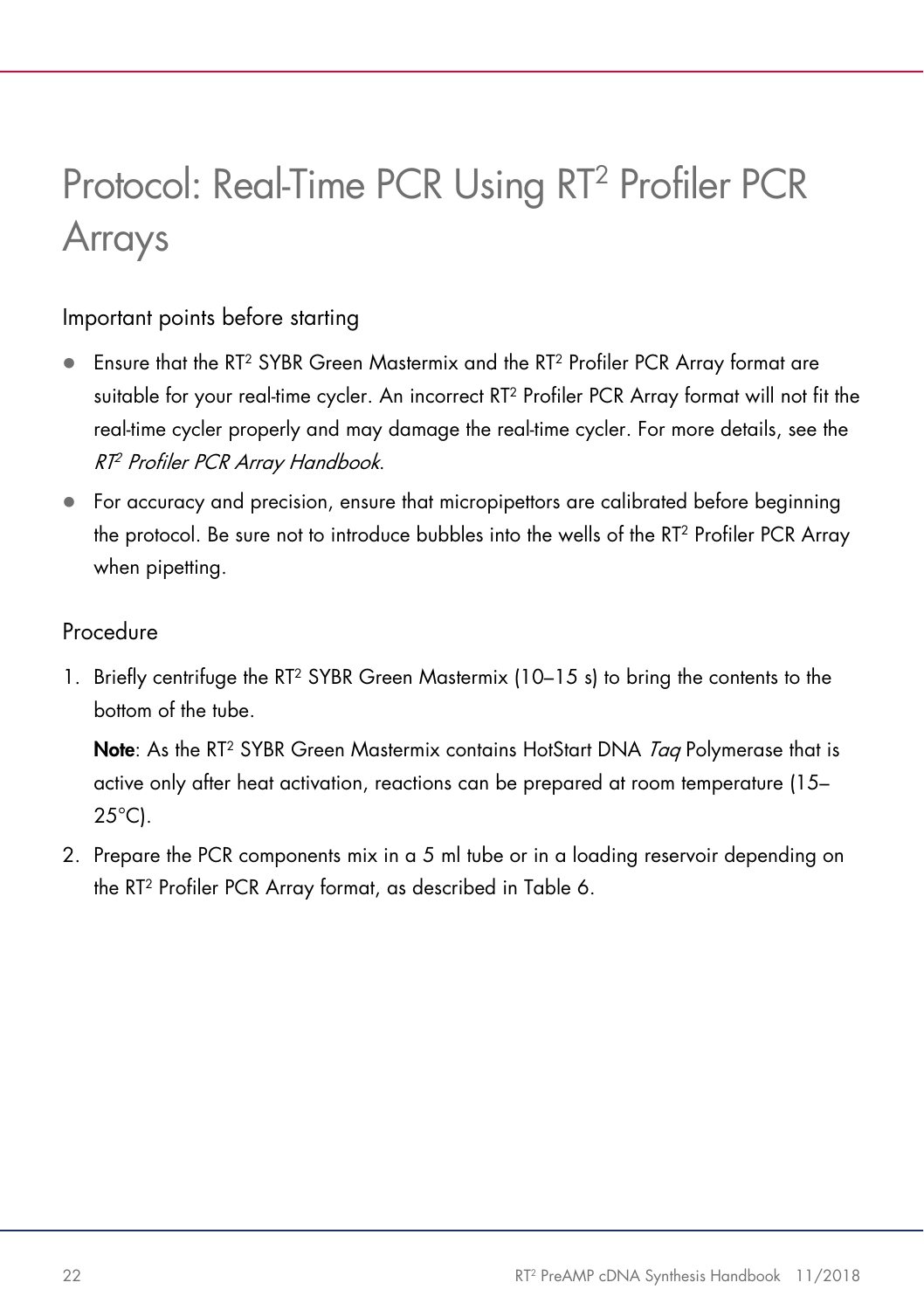# Protocol: Real-Time PCR Using RT² Profiler PCR Arrays

## Important points before starting

- Ensure that the RT² SYBR Green Mastermix and the RT² Profiler PCR Array format are suitable for your real-time cycler. An incorrect RT² Profiler PCR Array format will not fit the real-time cycler properly and may damage the real-time cycler. For more details, see the *RT² Profiler PCR Array Handbook*.
- For accuracy and precision, ensure that micropipettors are calibrated before beginning the protocol. Be sure not to introduce bubbles into the wells of the RT² Profiler PCR Array when pipetting.

## Procedure

1. Briefly centrifuge the RT² SYBR Green Mastermix (10–15 s) to bring the contents to the bottom of the tube.

   **Note**: As the RT² SYBR Green Mastermix contains HotStart DNA *Taq* Polymerase that is active only after heat activation, reactions can be prepared at room temperature (15–25°C).

2. Prepare the PCR components mix in a 5 ml tube or in a loading reservoir depending on the RT² Profiler PCR Array format, as described in Table 6.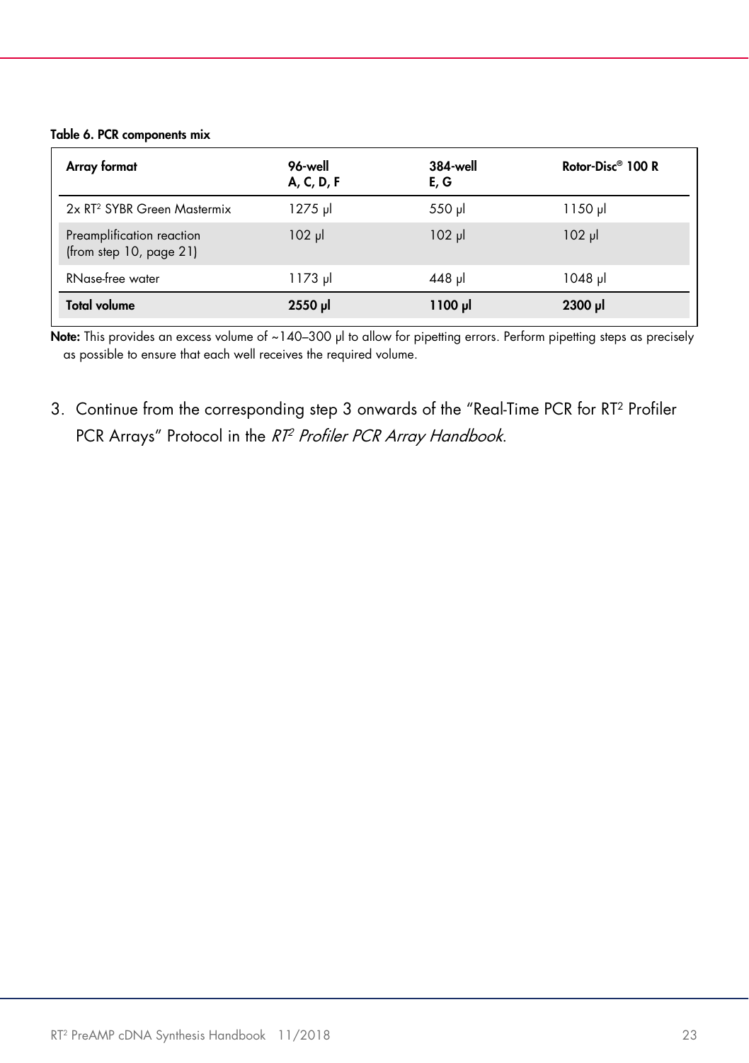**Table 6. PCR components mix**

| Array format | 96-well A, C, D, F | 384-well E, G | Rotor-Disc® 100 R |
|---|---|---|---|
| 2x RT² SYBR Green Mastermix | 1275 µl | 550 µl | 1150 µl |
| Preamplification reaction (from step 10, page 21) | 102 µl | 102 µl | 102 µl |
| RNase-free water | 1173 µl | 448 µl | 1048 µl |
| **Total volume** | **2550 µl** | **1100 µl** | **2300 µl** |

**Note:** This provides an excess volume of ~140–300 µl to allow for pipetting errors. Perform pipetting steps as precisely as possible to ensure that each well receives the required volume.

3. Continue from the corresponding step 3 onwards of the "Real-Time PCR for RT² Profiler PCR Arrays" Protocol in the *RT² Profiler PCR Array Handbook*.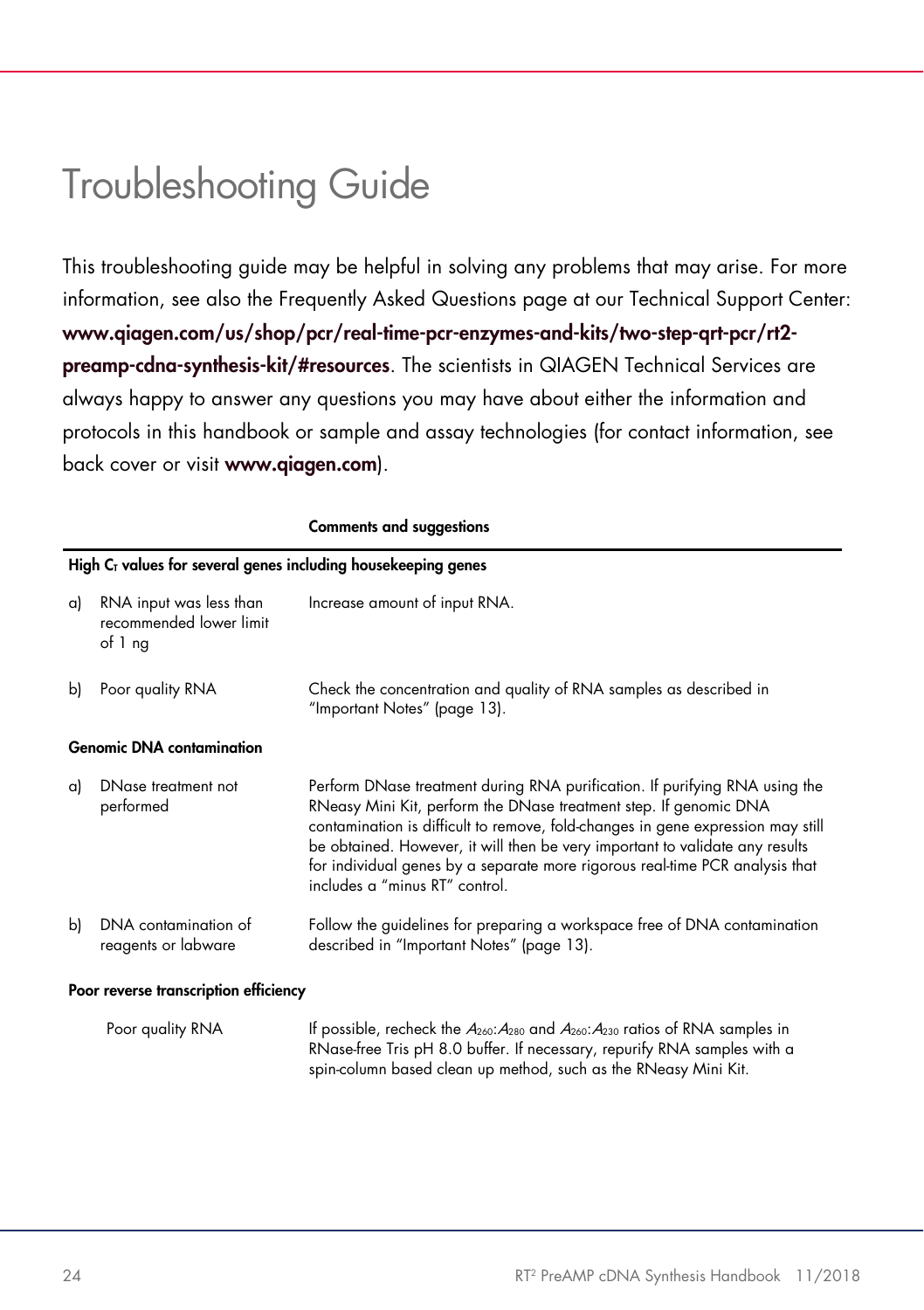# Troubleshooting Guide

This troubleshooting guide may be helpful in solving any problems that may arise. For more information, see also the Frequently Asked Questions page at our Technical Support Center: **www.qiagen.com/us/shop/pcr/real-time-pcr-enzymes-and-kits/two-step-qrt-pcr/rt2-preamp-cdna-synthesis-kit/#resources**. The scientists in QIAGEN Technical Services are always happy to answer any questions you may have about either the information and protocols in this handbook or sample and assay technologies (for contact information, see back cover or visit **www.qiagen.com**).

| | | Comments and suggestions |
|---|---|---|
| **High $C_T$ values for several genes including housekeeping genes** | | |
| a) | RNA input was less than recommended lower limit of 1 ng | Increase amount of input RNA. |
| b) | Poor quality RNA | Check the concentration and quality of RNA samples as described in "Important Notes" (page 13). |
| **Genomic DNA contamination** | | |
| a) | DNase treatment not performed | Perform DNase treatment during RNA purification. If purifying RNA using the RNeasy Mini Kit, perform the DNase treatment step. If genomic DNA contamination is difficult to remove, fold-changes in gene expression may still be obtained. However, it will then be very important to validate any results for individual genes by a separate more rigorous real-time PCR analysis that includes a "minus RT" control. |
| b) | DNA contamination of reagents or labware | Follow the guidelines for preparing a workspace free of DNA contamination described in "Important Notes" (page 13). |
| **Poor reverse transcription efficiency** | | |
| | Poor quality RNA | If possible, recheck the $A_{260}$:$A_{280}$ and $A_{260}$:$A_{230}$ ratios of RNA samples in RNase-free Tris pH 8.0 buffer. If necessary, repurify RNA samples with a spin-column based clean up method, such as the RNeasy Mini Kit. |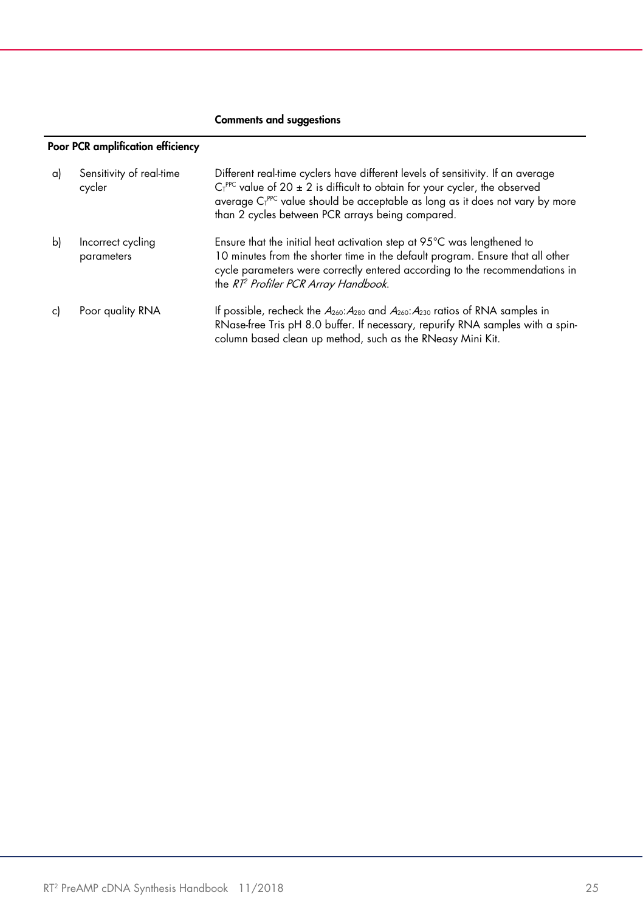| | Comments and suggestions |
|---|---|
| **Poor PCR amplification efficiency** | |
| a) Sensitivity of real-time cycler | Different real-time cyclers have different levels of sensitivity. If an average $C_T^{PPC}$ value of 20 ± 2 is difficult to obtain for your cycler, the observed average $C_T^{PPC}$ value should be acceptable as long as it does not vary by more than 2 cycles between PCR arrays being compared. |
| b) Incorrect cycling parameters | Ensure that the initial heat activation step at 95°C was lengthened to 10 minutes from the shorter time in the default program. Ensure that all other cycle parameters were correctly entered according to the recommendations in the *RT² Profiler PCR Array Handbook*. |
| c) Poor quality RNA | If possible, recheck the $A_{260}$:$A_{280}$ and $A_{260}$:$A_{230}$ ratios of RNA samples in RNase-free Tris pH 8.0 buffer. If necessary, repurify RNA samples with a spin-column based clean up method, such as the RNeasy Mini Kit. |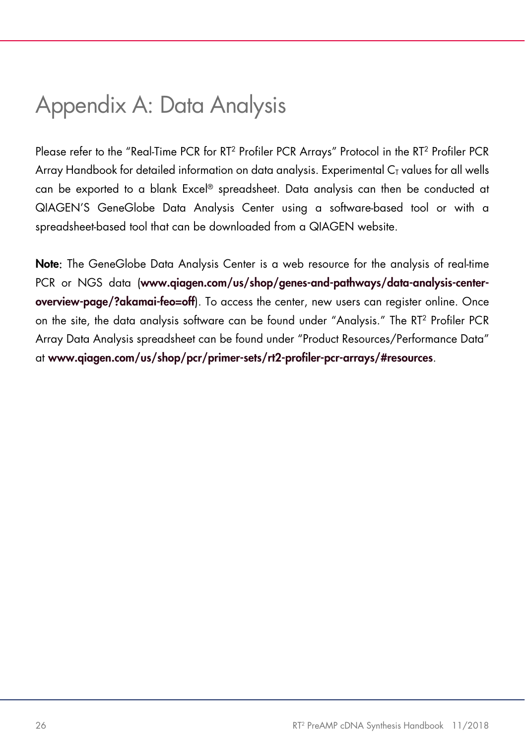# Appendix A: Data Analysis

Please refer to the "Real-Time PCR for RT² Profiler PCR Arrays" Protocol in the RT² Profiler PCR Array Handbook for detailed information on data analysis. Experimental $C_T$ values for all wells can be exported to a blank Excel® spreadsheet. Data analysis can then be conducted at QIAGEN'S GeneGlobe Data Analysis Center using a software-based tool or with a spreadsheet-based tool that can be downloaded from a QIAGEN website.

**Note**: The GeneGlobe Data Analysis Center is a web resource for the analysis of real-time PCR or NGS data (**www.qiagen.com/us/shop/genes-and-pathways/data-analysis-center-overview-page/?akamai-feo=off**). To access the center, new users can register online. Once on the site, the data analysis software can be found under "Analysis." The RT² Profiler PCR Array Data Analysis spreadsheet can be found under "Product Resources/Performance Data" at **www.qiagen.com/us/shop/pcr/primer-sets/rt2-profiler-pcr-arrays/#resources**.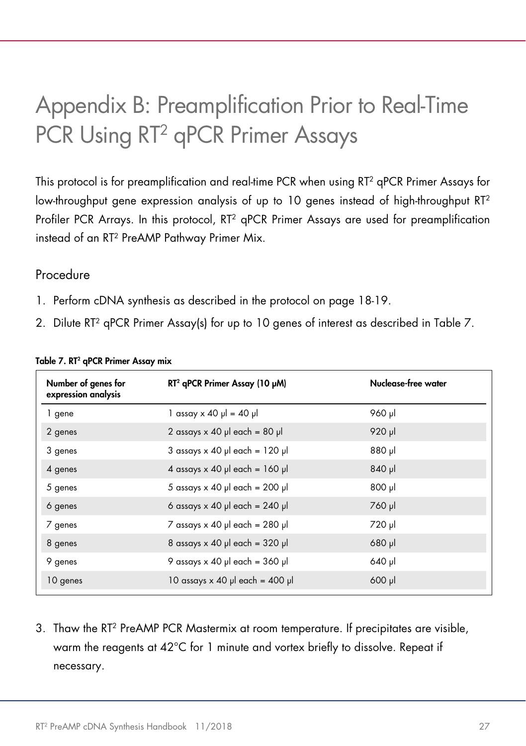# Appendix B: Preamplification Prior to Real-Time PCR Using RT² qPCR Primer Assays

This protocol is for preamplification and real-time PCR when using RT² qPCR Primer Assays for low-throughput gene expression analysis of up to 10 genes instead of high-throughput RT² Profiler PCR Arrays. In this protocol, RT² qPCR Primer Assays are used for preamplification instead of an RT² PreAMP Pathway Primer Mix.

## Procedure

1. Perform cDNA synthesis as described in the protocol on page 18-19.
2. Dilute RT² qPCR Primer Assay(s) for up to 10 genes of interest as described in Table 7.

**Table 7. RT² qPCR Primer Assay mix**

| Number of genes for expression analysis | RT² qPCR Primer Assay (10 µM) | Nuclease-free water |
|---|---|---|
| 1 gene | 1 assay x 40 µl = 40 µl | 960 µl |
| 2 genes | 2 assays x 40 µl each = 80 µl | 920 µl |
| 3 genes | 3 assays x 40 µl each = 120 µl | 880 µl |
| 4 genes | 4 assays x 40 µl each = 160 µl | 840 µl |
| 5 genes | 5 assays x 40 µl each = 200 µl | 800 µl |
| 6 genes | 6 assays x 40 µl each = 240 µl | 760 µl |
| 7 genes | 7 assays x 40 µl each = 280 µl | 720 µl |
| 8 genes | 8 assays x 40 µl each = 320 µl | 680 µl |
| 9 genes | 9 assays x 40 µl each = 360 µl | 640 µl |
| 10 genes | 10 assays x 40 µl each = 400 µl | 600 µl |

3. Thaw the RT² PreAMP PCR Mastermix at room temperature. If precipitates are visible, warm the reagents at 42°C for 1 minute and vortex briefly to dissolve. Repeat if necessary.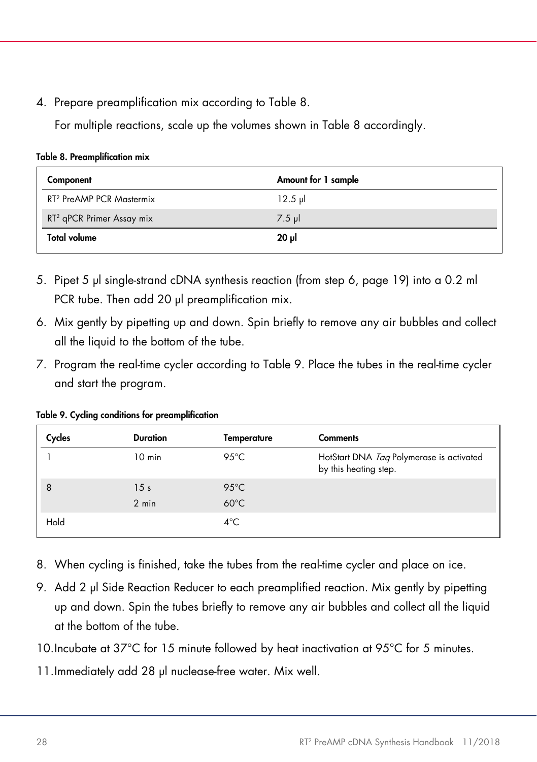4. Prepare preamplification mix according to Table 8.

   For multiple reactions, scale up the volumes shown in Table 8 accordingly.

**Table 8. Preamplification mix**

| Component | Amount for 1 sample |
|---|---|
| RT² PreAMP PCR Mastermix | 12.5 µl |
| RT² qPCR Primer Assay mix | 7.5 µl |
| **Total volume** | **20 µl** |

5. Pipet 5 µl single-strand cDNA synthesis reaction (from step 6, page 19) into a 0.2 ml PCR tube. Then add 20 µl preamplification mix.
6. Mix gently by pipetting up and down. Spin briefly to remove any air bubbles and collect all the liquid to the bottom of the tube.
7. Program the real-time cycler according to Table 9. Place the tubes in the real-time cycler and start the program.

**Table 9. Cycling conditions for preamplification**

| Cycles | Duration | Temperature | Comments |
|---|---|---|---|
| 1 | 10 min | 95°C | HotStart DNA *Taq* Polymerase is activated by this heating step. |
| 8 | 15 s<br>2 min | 95°C<br>60°C | |
| Hold | | 4°C | |

8. When cycling is finished, take the tubes from the real-time cycler and place on ice.
9. Add 2 µl Side Reaction Reducer to each preamplified reaction. Mix gently by pipetting up and down. Spin the tubes briefly to remove any air bubbles and collect all the liquid at the bottom of the tube.
10. Incubate at 37°C for 15 minute followed by heat inactivation at 95°C for 5 minutes.
11. Immediately add 28 µl nuclease-free water. Mix well.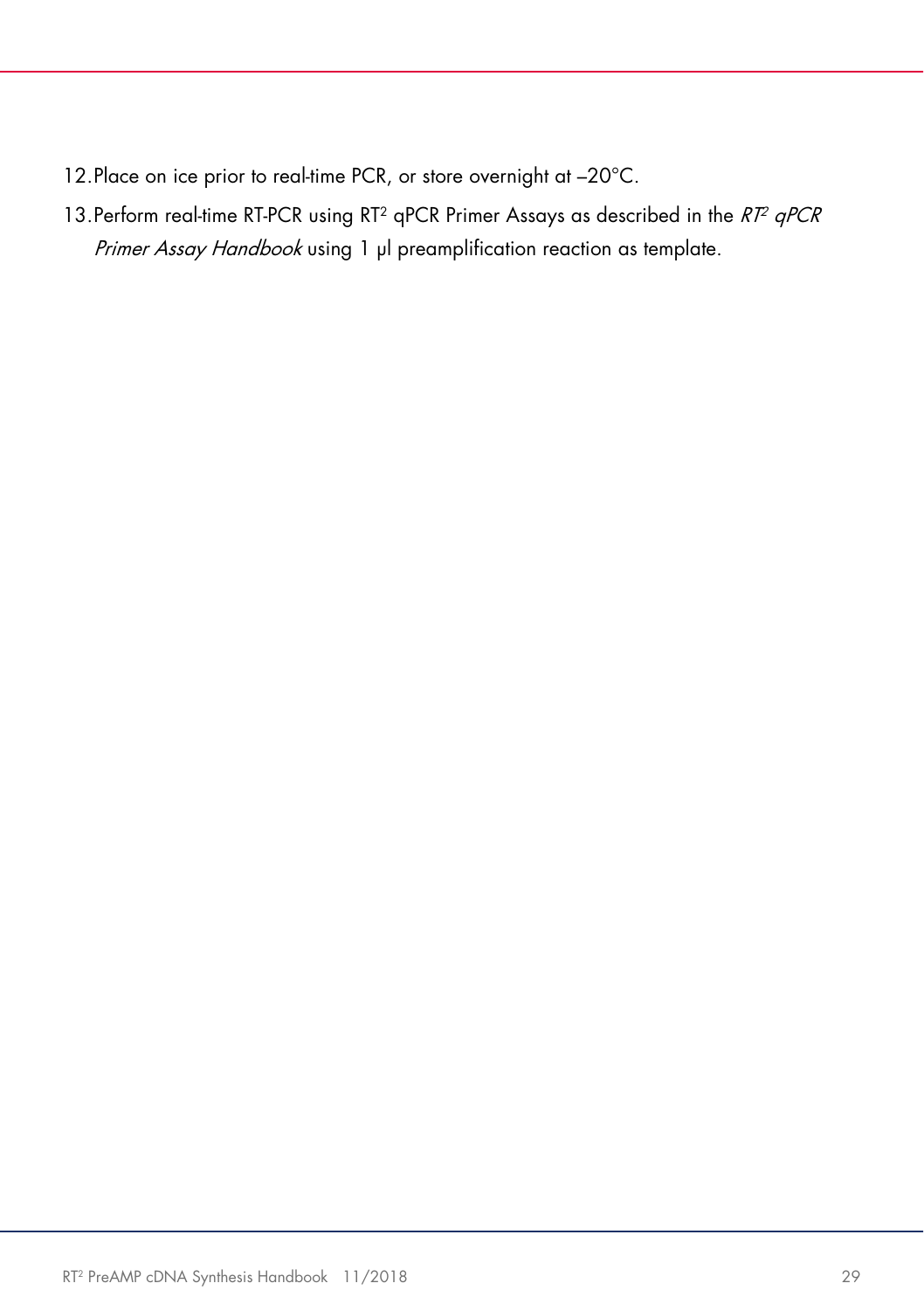12. Place on ice prior to real-time PCR, or store overnight at –20°C.
13. Perform real-time RT-PCR using RT$^2$ qPCR Primer Assays as described in the *RT$^2$ qPCR Primer Assay Handbook* using 1 µl preamplification reaction as template.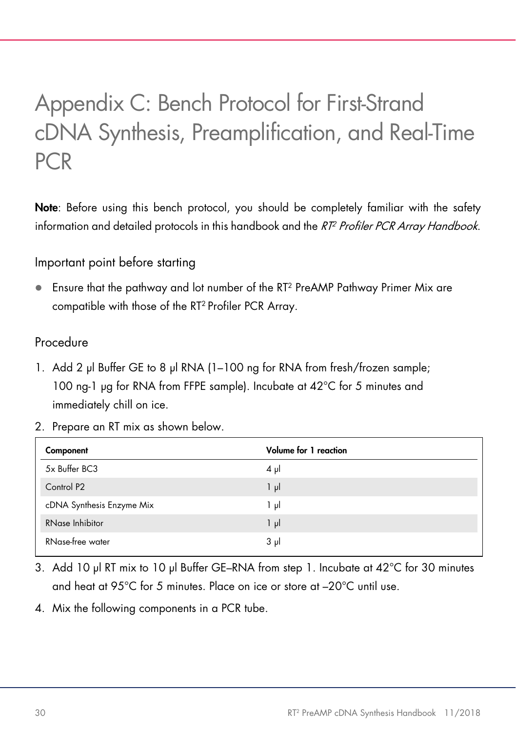# Appendix C: Bench Protocol for First-Strand cDNA Synthesis, Preamplification, and Real-Time PCR

**Note**: Before using this bench protocol, you should be completely familiar with the safety information and detailed protocols in this handbook and the *RT² Profiler PCR Array Handbook*.

## Important point before starting

- Ensure that the pathway and lot number of the RT² PreAMP Pathway Primer Mix are compatible with those of the RT² Profiler PCR Array.

## Procedure

1. Add 2 µl Buffer GE to 8 µl RNA (1–100 ng for RNA from fresh/frozen sample; 100 ng-1 µg for RNA from FFPE sample). Incubate at 42°C for 5 minutes and immediately chill on ice.
2. Prepare an RT mix as shown below.

| Component | Volume for 1 reaction |
|---|---|
| 5x Buffer BC3 | 4 µl |
| Control P2 | 1 µl |
| cDNA Synthesis Enzyme Mix | 1 µl |
| RNase Inhibitor | 1 µl |
| RNase-free water | 3 µl |

3. Add 10 µl RT mix to 10 µl Buffer GE–RNA from step 1. Incubate at 42°C for 30 minutes and heat at 95°C for 5 minutes. Place on ice or store at –20°C until use.
4. Mix the following components in a PCR tube.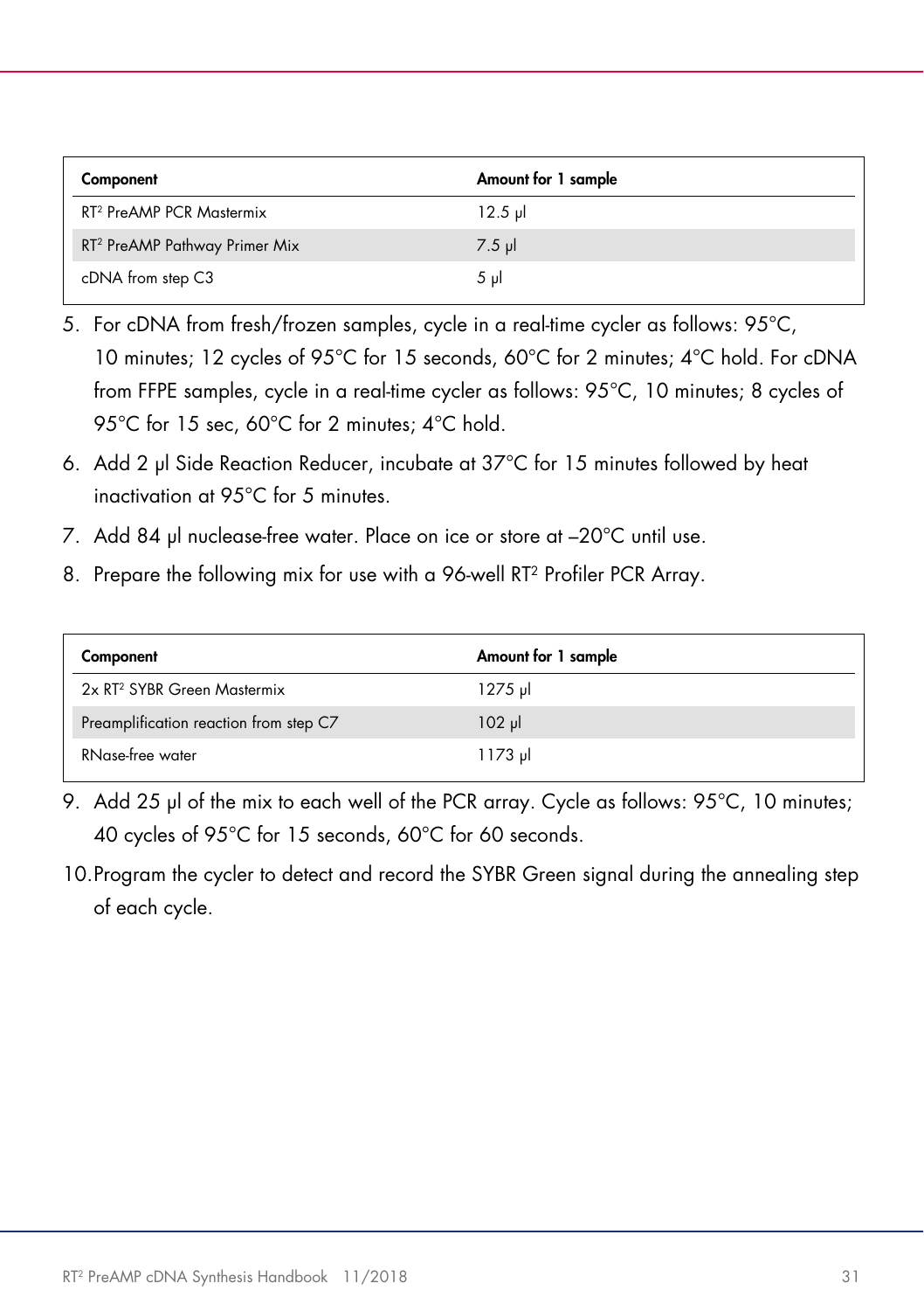| Component | Amount for 1 sample |
|---|---|
| RT² PreAMP PCR Mastermix | 12.5 µl |
| RT² PreAMP Pathway Primer Mix | 7.5 µl |
| cDNA from step C3 | 5 µl |

5. For cDNA from fresh/frozen samples, cycle in a real-time cycler as follows: 95°C, 10 minutes; 12 cycles of 95°C for 15 seconds, 60°C for 2 minutes; 4°C hold. For cDNA from FFPE samples, cycle in a real-time cycler as follows: 95°C, 10 minutes; 8 cycles of 95°C for 15 sec, 60°C for 2 minutes; 4°C hold.
6. Add 2 µl Side Reaction Reducer, incubate at 37°C for 15 minutes followed by heat inactivation at 95°C for 5 minutes.
7. Add 84 µl nuclease-free water. Place on ice or store at –20°C until use.
8. Prepare the following mix for use with a 96-well RT² Profiler PCR Array.

| Component | Amount for 1 sample |
|---|---|
| 2x RT² SYBR Green Mastermix | 1275 µl |
| Preamplification reaction from step C7 | 102 µl |
| RNase-free water | 1173 µl |

9. Add 25 µl of the mix to each well of the PCR array. Cycle as follows: 95°C, 10 minutes; 40 cycles of 95°C for 15 seconds, 60°C for 60 seconds.
10. Program the cycler to detect and record the SYBR Green signal during the annealing step of each cycle.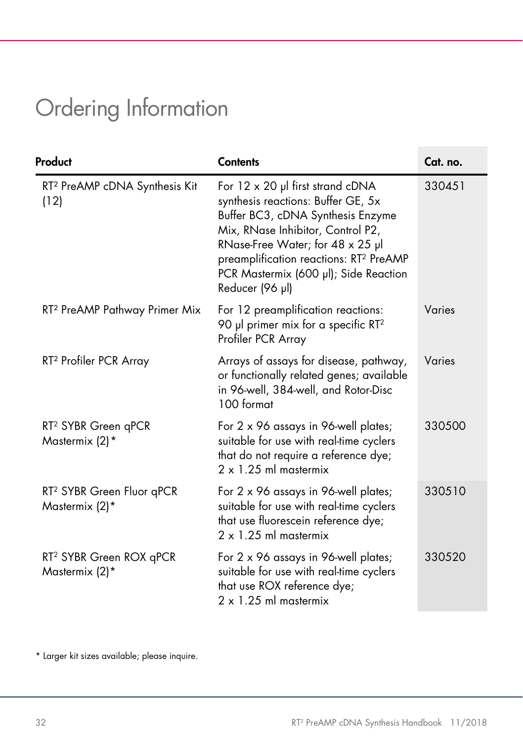# Ordering Information

| Product | Contents | Cat. no. |
|---|---|---|
| RT² PreAMP cDNA Synthesis Kit (12) | For 12 x 20 µl first strand cDNA synthesis reactions: Buffer GE, 5x Buffer BC3, cDNA Synthesis Enzyme Mix, RNase Inhibitor, Control P2, RNase-Free Water; for 48 x 25 µl preamplification reactions: RT² PreAMP PCR Mastermix (600 µl); Side Reaction Reducer (96 µl) | 330451 |
| RT² PreAMP Pathway Primer Mix | For 12 preamplification reactions: 90 µl primer mix for a specific RT² Profiler PCR Array | Varies |
| RT² Profiler PCR Array | Arrays of assays for disease, pathway, or functionally related genes; available in 96-well, 384-well, and Rotor-Disc 100 format | Varies |
| RT² SYBR Green qPCR Mastermix (2)* | For 2 x 96 assays in 96-well plates; suitable for use with real-time cyclers that do not require a reference dye; 2 x 1.25 ml mastermix | 330500 |
| RT² SYBR Green Fluor qPCR Mastermix (2)* | For 2 x 96 assays in 96-well plates; suitable for use with real-time cyclers that use fluorescein reference dye; 2 x 1.25 ml mastermix | 330510 |
| RT² SYBR Green ROX qPCR Mastermix (2)* | For 2 x 96 assays in 96-well plates; suitable for use with real-time cyclers that use ROX reference dye; 2 x 1.25 ml mastermix | 330520 |

* Larger kit sizes available; please inquire.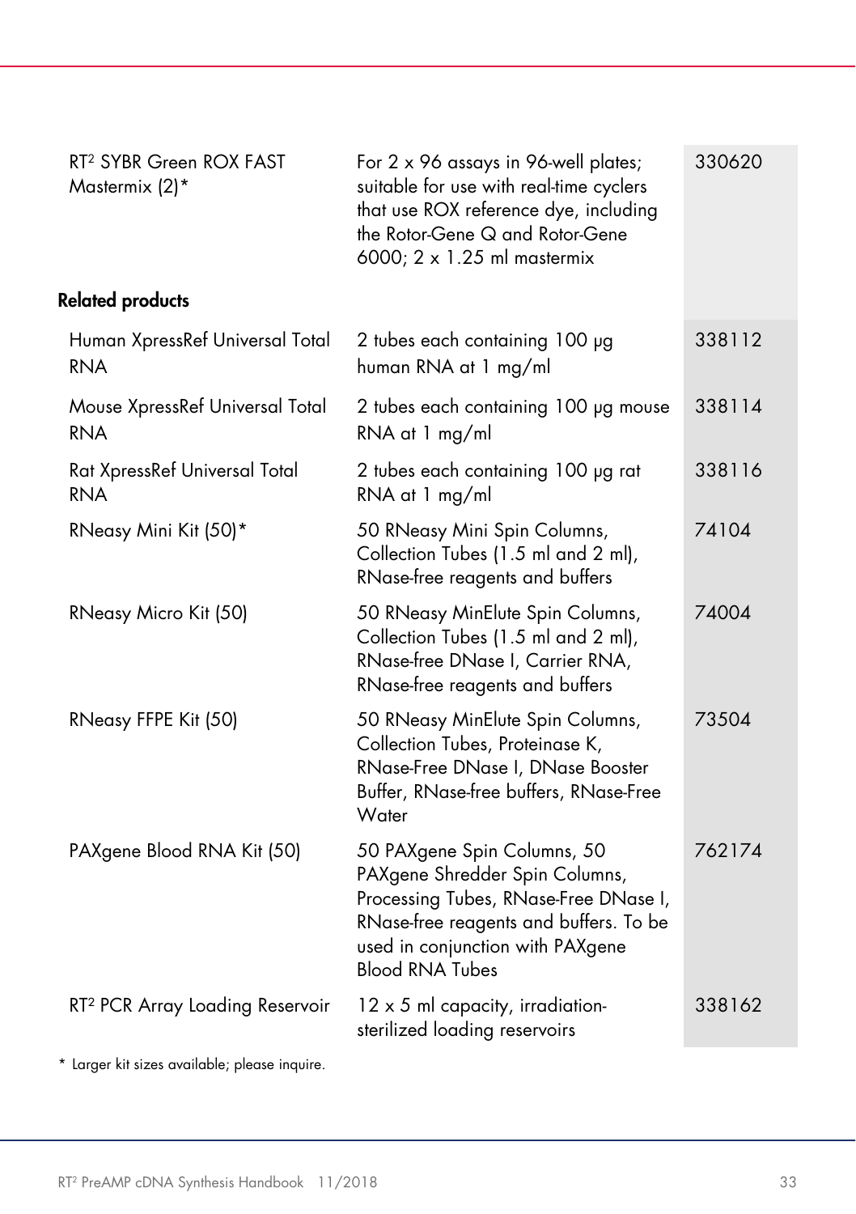| | | |
|---|---|---|
| RT² SYBR Green ROX FAST Mastermix (2)* | For 2 x 96 assays in 96-well plates; suitable for use with real-time cyclers that use ROX reference dye, including the Rotor-Gene Q and Rotor-Gene 6000; 2 x 1.25 ml mastermix | 330620 |
| **Related products** | | |
| Human XpressRef Universal Total RNA | 2 tubes each containing 100 µg human RNA at 1 mg/ml | 338112 |
| Mouse XpressRef Universal Total RNA | 2 tubes each containing 100 µg mouse RNA at 1 mg/ml | 338114 |
| Rat XpressRef Universal Total RNA | 2 tubes each containing 100 µg rat RNA at 1 mg/ml | 338116 |
| RNeasy Mini Kit (50)* | 50 RNeasy Mini Spin Columns, Collection Tubes (1.5 ml and 2 ml), RNase-free reagents and buffers | 74104 |
| RNeasy Micro Kit (50) | 50 RNeasy MinElute Spin Columns, Collection Tubes (1.5 ml and 2 ml), RNase-free DNase I, Carrier RNA, RNase-free reagents and buffers | 74004 |
| RNeasy FFPE Kit (50) | 50 RNeasy MinElute Spin Columns, Collection Tubes, Proteinase K, RNase-Free DNase I, DNase Booster Buffer, RNase-free buffers, RNase-Free Water | 73504 |
| PAXgene Blood RNA Kit (50) | 50 PAXgene Spin Columns, 50 PAXgene Shredder Spin Columns, Processing Tubes, RNase-Free DNase I, RNase-free reagents and buffers. To be used in conjunction with PAXgene Blood RNA Tubes | 762174 |
| RT² PCR Array Loading Reservoir | 12 x 5 ml capacity, irradiation-sterilized loading reservoirs | 338162 |

* Larger kit sizes available; please inquire.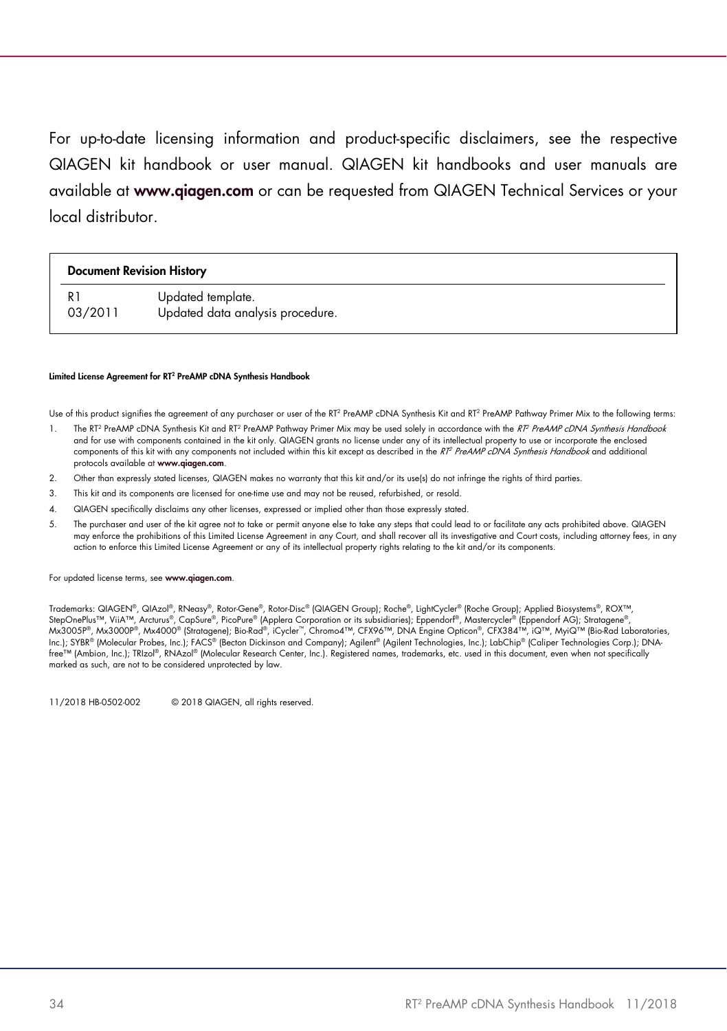For up-to-date licensing information and product-specific disclaimers, see the respective QIAGEN kit handbook or user manual. QIAGEN kit handbooks and user manuals are available at **www.qiagen.com** or can be requested from QIAGEN Technical Services or your local distributor.

| **Document Revision History** | |
|---|---|
| R1 03/2011 | Updated template. Updated data analysis procedure. |

**Limited License Agreement for RT² PreAMP cDNA Synthesis Handbook**

Use of this product signifies the agreement of any purchaser or user of the RT² PreAMP cDNA Synthesis Kit and RT² PreAMP Pathway Primer Mix to the following terms:

1. The RT² PreAMP cDNA Synthesis Kit and RT² PreAMP Pathway Primer Mix may be used solely in accordance with the *RT² PreAMP cDNA Synthesis Handbook* and for use with components contained in the kit only. QIAGEN grants no license under any of its intellectual property to use or incorporate the enclosed components of this kit with any components not included within this kit except as described in the *RT² PreAMP cDNA Synthesis Handbook* and additional protocols available at **www.qiagen.com**.
2. Other than expressly stated licenses, QIAGEN makes no warranty that this kit and/or its use(s) do not infringe the rights of third parties.
3. This kit and its components are licensed for one-time use and may not be reused, refurbished, or resold.
4. QIAGEN specifically disclaims any other licenses, expressed or implied other than those expressly stated.
5. The purchaser and user of the kit agree not to take or permit anyone else to take any steps that could lead to or facilitate any acts prohibited above. QIAGEN may enforce the prohibitions of this Limited License Agreement in any Court, and shall recover all its investigative and Court costs, including attorney fees, in any action to enforce this Limited License Agreement or any of its intellectual property rights relating to the kit and/or its components.

For updated license terms, see **www.qiagen.com**.

Trademarks: QIAGEN®, QIAzol®, RNeasy®, Rotor-Gene®, Rotor-Disc® (QIAGEN Group); Roche®, LightCycler® (Roche Group); Applied Biosystems®, ROX™, StepOnePlus™, ViiA™, Arcturus®, CapSure®, PicoPure® (Applera Corporation or its subsidiaries); Eppendorf®, Mastercycler® (Eppendorf AG); Stratagene®, Mx3005P®, Mx3000P®, Mx4000® (Stratagene); Bio-Rad®, iCycler™, Chromo4™, CFX96™, DNA Engine Opticon®, CFX384™, iQ™, MyiQ™ (Bio-Rad Laboratories, Inc.); SYBR® (Molecular Probes, Inc.); FACS® (Becton Dickinson and Company); Agilent® (Agilent Technologies, Inc.); LabChip® (Caliper Technologies Corp.); DNA-free™ (Ambion, Inc.); TRIzol®, RNAzol® (Molecular Research Center, Inc.). Registered names, trademarks, etc. used in this document, even when not specifically marked as such, are not to be considered unprotected by law.

11/2018 HB-0502-002 © 2018 QIAGEN, all rights reserved.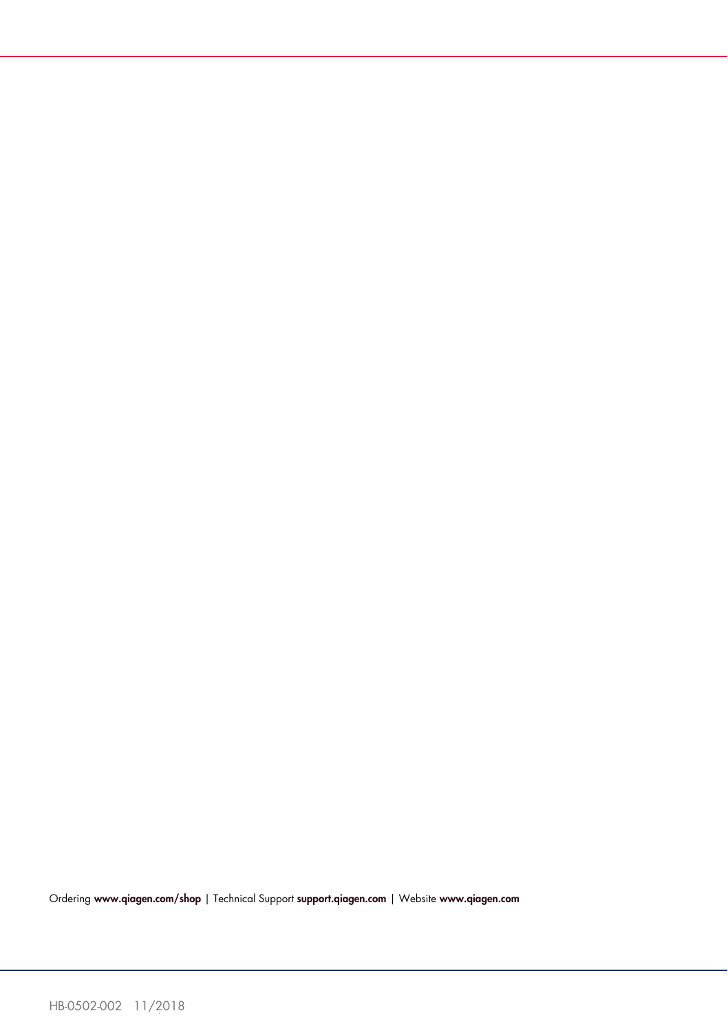Ordering **www.qiagen.com/shop** | Technical Support **support.qiagen.com** | Website **www.qiagen.com**

HB-0502-002 11/2018